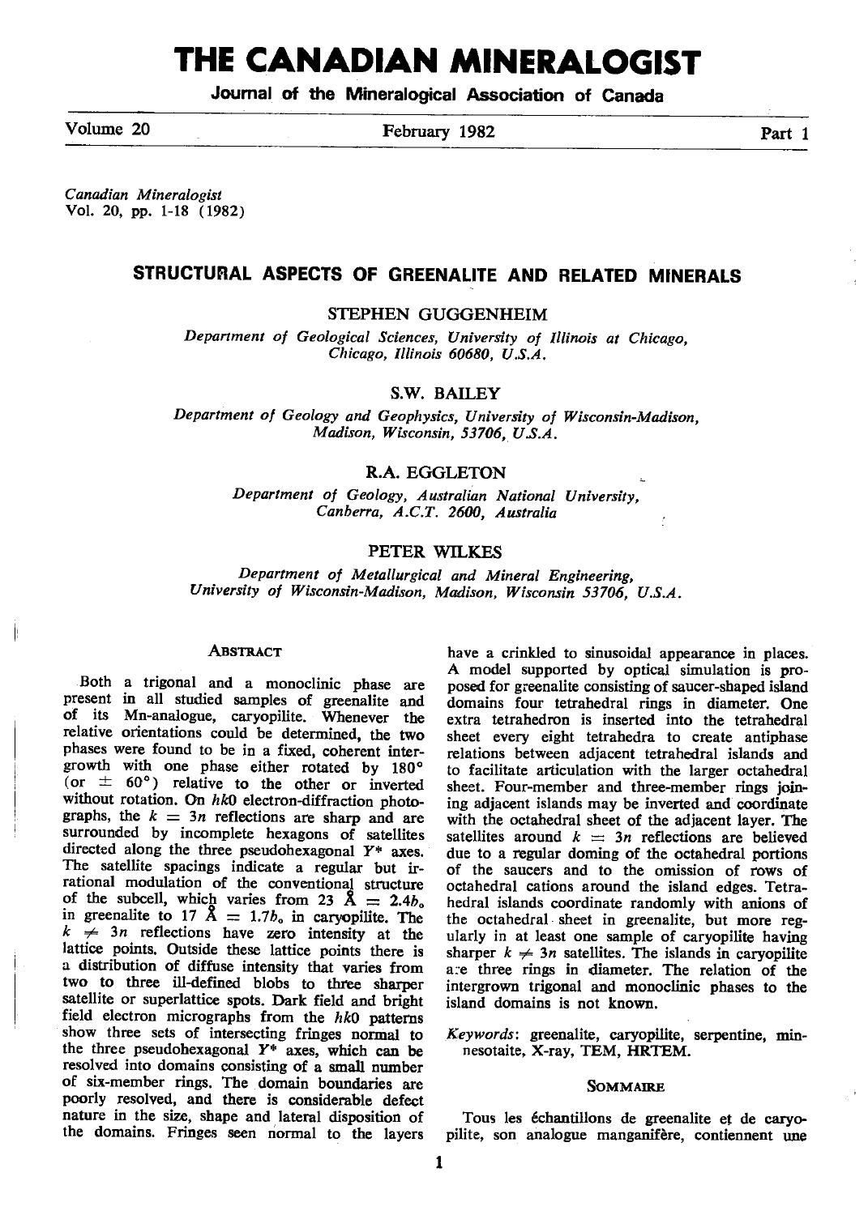# THE CANADIAN MINERALOGIST

**Journal of the Mineralogical Association of Canada**

Volume 20 | February 1982 | Part 1

*Canadian Mineralogist*
Vol. 20, pp. 1-18 (1982)

## STRUCTURAL ASPECTS OF GREENALITE AND RELATED MINERALS

STEPHEN GUGGENHEIM

*Department of Geological Sciences, University of Illinois at Chicago, Chicago, Illinois 60680, U.S.A.*

S.W. BAILEY

*Department of Geology and Geophysics, University of Wisconsin-Madison, Madison, Wisconsin, 53706, U.S.A.*

R.A. EGGLETON

*Department of Geology, Australian National University, Canberra, A.C.T. 2600, Australia*

PETER WILKES

*Department of Metallurgical and Mineral Engineering, University of Wisconsin-Madison, Madison, Wisconsin 53706, U.S.A.*

### Abstract

Both a trigonal and a monoclinic phase are present in all studied samples of greenalite and of its Mn-analogue, caryopilite. Whenever the relative orientations could be determined, the two phases were found to be in a fixed, coherent intergrowth with one phase either rotated by 180° (or $\pm$ 60°) relative to the other or inverted without rotation. On *hk*0 electron-diffraction photographs, the $k = 3n$ reflections are sharp and are surrounded by incomplete hexagons of satellites directed along the three pseudohexagonal $Y^*$ axes. The satellite spacings indicate a regular but irrational modulation of the conventional structure of the subcell, which varies from 23 Å $= 2.4b_o$ in greenalite to 17 Å $= 1.7b_o$ in caryopilite. The $k \neq 3n$ reflections have zero intensity at the lattice points. Outside these lattice points there is a distribution of diffuse intensity that varies from two to three ill-defined blobs to three sharper satellite or superlattice spots. Dark field and bright field electron micrographs from the *hk*0 patterns show three sets of intersecting fringes normal to the three pseudohexagonal $Y^*$ axes, which can be resolved into domains consisting of a small number of six-member rings. The domain boundaries are poorly resolved, and there is considerable defect nature in the size, shape and lateral disposition of the domains. Fringes seen normal to the layers have a crinkled to sinusoidal appearance in places. A model supported by optical simulation is proposed for greenalite consisting of saucer-shaped island domains four tetrahedral rings in diameter. One extra tetrahedron is inserted into the tetrahedral sheet every eight tetrahedra to create antiphase relations between adjacent tetrahedral islands and to facilitate articulation with the larger octahedral sheet. Four-member and three-member rings joining adjacent islands may be inverted and coordinate with the octahedral sheet of the adjacent layer. The satellites around $k = 3n$ reflections are believed due to a regular doming of the octahedral portions of the saucers and to the omission of rows of octahedral cations around the island edges. Tetrahedral islands coordinate randomly with anions of the octahedral sheet in greenalite, but more regularly in at least one sample of caryopilite having sharper $k \neq 3n$ satellites. The islands in caryopilite are three rings in diameter. The relation of the intergrown trigonal and monoclinic phases to the island domains is not known.

*Keywords*: greenalite, caryopilite, serpentine, minnesotaite, X-ray, TEM, HRTEM.

### Sommaire

Tous les échantillons de greenalite et de caryopilite, son analogue manganifère, contiennent une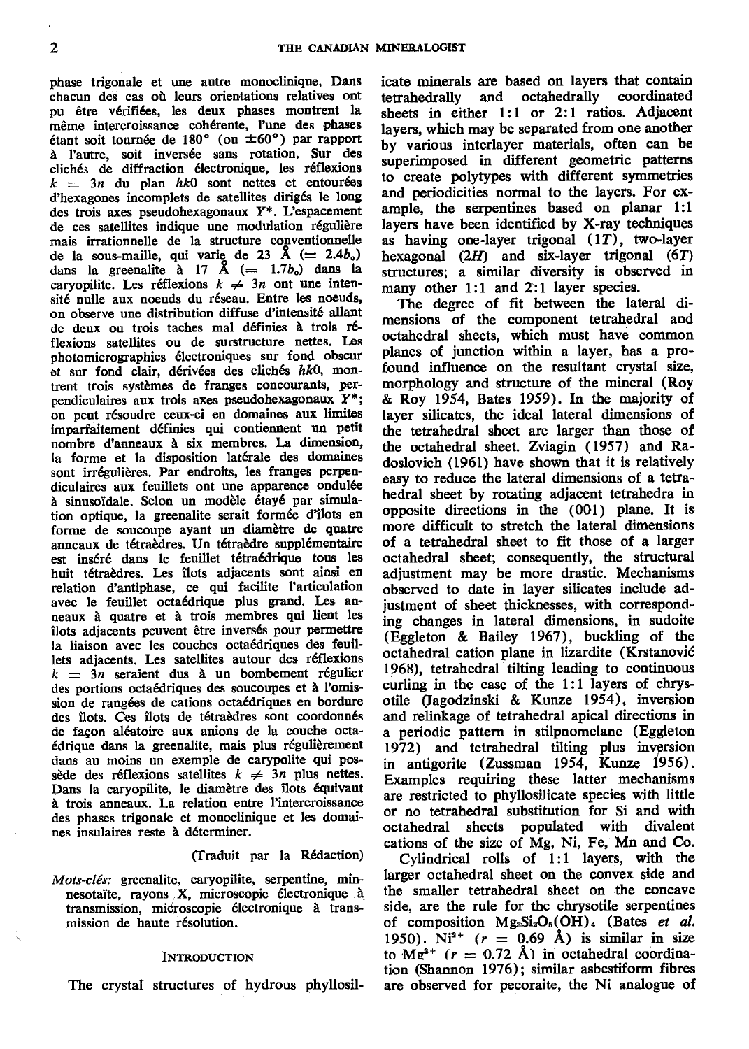phase trigonale et une autre monoclinique, Dans chacun des cas où leurs orientations relatives ont pu être vérifiées, les deux phases montrent la même intercroissance cohérente, l'une des phases étant soit tournée de 180° (ou ±60°) par rapport à l'autre, soit inversée sans rotation. Sur des clichés de diffraction électronique, les réflexions $k = 3n$ du plan $hk0$ sont nettes et entourées d'hexagones incomplets de satellites dirigés le long des trois axes pseudohexagonaux $Y^*$. L'espacement de ces satellites indique une modulation régulière mais irrationnelle de la sous-maille, qui varie de 23 Å ($= 2.4b_o$) dans la greenalite à 17 Å ($= 1.7b_o$) dans la caryopilite. Les réflexions $k \neq 3n$ ont une intensité nulle aux noeuds du réseau. Entre les noeuds, on observe une distribution diffuse d'intensité allant de deux ou trois taches mal définies à trois réflexions satellites ou de surstructure nettes. Les photomicrographies électroniques sur fond obscur et sur fond clair, dérivées des clichés $hk0$, montrent trois systèmes de franges concourants, perpendiculaires aux trois axes pseudohexagonaux $Y^*$; on peut résoudre ceux-ci en domaines aux limites imparfaitement définies qui contiennent un petit nombre d'anneaux à six membres. La dimension, la forme et la disposition latérale des domaines sont irrégulières. Par endroits, les franges perpendiculaires aux feuillets ont une apparence ondulée à sinusoïdale. Selon un modèle étayé par simulation optique, la greenalite serait formée d'îlots en forme de soucoupe ayant un diamètre de quatre anneaux de tétraèdres. Un tétraèdre supplémentaire est inséré dans le feuillet tétraédrique tous les huit tétraèdres. Les îlots adjacents sont ainsi en relation d'antiphase, ce qui facilite l'articulation avec le feuillet octaédrique plus grand. Les anneaux à quatre et à trois membres qui lient les îlots adjacents peuvent être inversés pour permettre la liaison avec les couches octaédriques des feuillets adjacents. Les satellites autour des réflexions $k = 3n$ seraient dus à un bombement régulier des portions octaédriques des soucoupes et à l'omission de rangées de cations octaédriques en bordure des îlots. Ces îlots de tétraèdres sont coordonnés de façon aléatoire aux anions de la couche octaédrique dans la greenalite, mais plus régulièrement dans au moins un exemple de carypolite qui possède des réflexions satellites $k \neq 3n$ plus nettes. Dans la caryopilite, le diamètre des îlots équivaut à trois anneaux. La relation entre l'intercroissance des phases trigonale et monoclinique et les domaines insulaires reste à déterminer.

(Traduit par la Rédaction)

*Mots-clés:* greenalite, caryopilite, serpentine, minnesotaïte, rayons X, microscopie électronique à transmission, microscopie électronique à transmission de haute résolution.

## Introduction

The crystal structures of hydrous phyllosilicate minerals are based on layers that contain tetrahedrally and octahedrally coordinated sheets in either 1:1 or 2:1 ratios. Adjacent layers, which may be separated from one another by various interlayer materials, often can be superimposed in different geometric patterns to create polytypes with different symmetries and periodicities normal to the layers. For example, the serpentines based on planar 1:1 layers have been identified by X-ray techniques as having one-layer trigonal (*1T*), two-layer hexagonal (*2H*) and six-layer trigonal (*6T*) structures; a similar diversity is observed in many other 1:1 and 2:1 layer species.

The degree of fit between the lateral dimensions of the component tetrahedral and octahedral sheets, which must have common planes of junction within a layer, has a profound influence on the resultant crystal size, morphology and structure of the mineral (Roy & Roy 1954, Bates 1959). In the majority of layer silicates, the ideal lateral dimensions of the tetrahedral sheet are larger than those of the octahedral sheet. Zviagin (1957) and Radoslovich (1961) have shown that it is relatively easy to reduce the lateral dimensions of a tetrahedral sheet by rotating adjacent tetrahedra in opposite directions in the (001) plane. It is more difficult to stretch the lateral dimensions of a tetrahedral sheet to fit those of a larger octahedral sheet; consequently, the structural adjustment may be more drastic. Mechanisms observed to date in layer silicates include adjustment of sheet thicknesses, with corresponding changes in lateral dimensions, in sudoite (Eggleton & Bailey 1967), buckling of the octahedral cation plane in lizardite (Krstanović 1968), tetrahedral tilting leading to continuous curling in the case of the 1:1 layers of chrysotile (Jagodzinski & Kunze 1954), inversion and relinkage of tetrahedral apical directions in a periodic pattern in stilpnomelane (Eggleton 1972) and tetrahedral tilting plus inversion in antigorite (Zussman 1954, Kunze 1956). Examples requiring these latter mechanisms are restricted to phyllosilicate species with little or no tetrahedral substitution for Si and with octahedral sheets populated with divalent cations of the size of Mg, Ni, Fe, Mn and Co.

Cylindrical rolls of 1:1 layers, with the larger octahedral sheet on the convex side and the smaller tetrahedral sheet on the concave side, are the rule for the chrysotile serpentines of composition $Mg_3Si_2O_5(OH)_4$ (Bates *et al.* 1950). $Ni^{2+}$ ($r = 0.69$ Å) is similar in size to $Mg^{2+}$ ($r = 0.72$ Å) in octahedral coordination (Shannon 1976); similar asbestiform fibres are observed for pecoraite, the Ni analogue of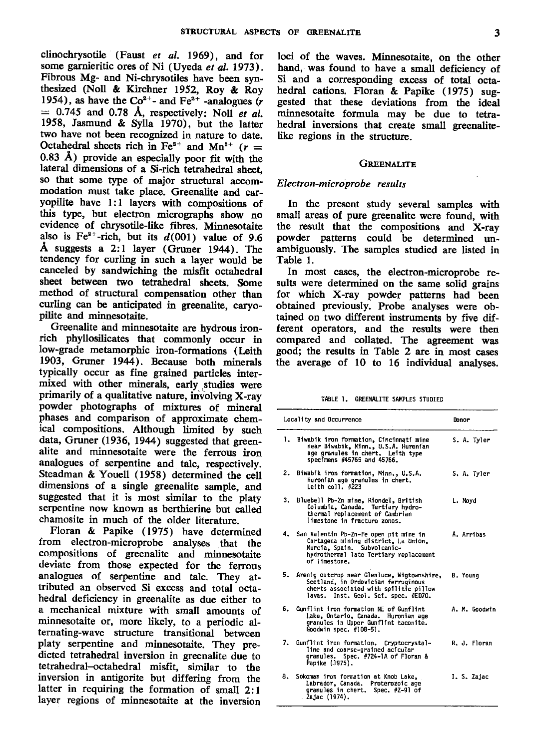clinochrysotile (Faust *et al.* 1969), and for some garnieritic ores of Ni (Uyeda *et al.* 1973). Fibrous Mg- and Ni-chrysotiles have been synthesized (Noll & Kirchner 1952, Roy & Roy 1954), as have the $Co^{2+}$- and $Fe^{2+}$-analogues ($r$ = 0.745 and 0.78 Å, respectively: Noll *et al.* 1958, Jasmund & Sylla 1970), but the latter two have not been recognized in nature to date. Octahedral sheets rich in $Fe^{2+}$ and $Mn^{2+}$ ($r$ = 0.83 Å) provide an especially poor fit with the lateral dimensions of a Si-rich tetrahedral sheet, so that some type of major structural accommodation must take place. Greenalite and caryopilite have 1:1 layers with compositions of this type, but electron micrographs show no evidence of chrysotile-like fibres. Minnesotaite also is $Fe^{2+}$-rich, but its $d(001)$ value of 9.6 Å suggests a 2:1 layer (Gruner 1944). The tendency for curling in such a layer would be canceled by sandwiching the misfit octahedral sheet between two tetrahedral sheets. Some method of structural compensation other than curling can be anticipated in greenalite, caryopilite and minnesotaite.

Greenalite and minnesotaite are hydrous iron-rich phyllosilicates that commonly occur in low-grade metamorphic iron-formations (Leith 1903, Gruner 1944). Because both minerals typically occur as fine grained particles intermixed with other minerals, early studies were primarily of a qualitative nature, involving X-ray powder photographs of mixtures of mineral phases and comparison of approximate chemical compositions. Although limited by such data, Gruner (1936, 1944) suggested that greenalite and minnesotaite were the ferrous iron analogues of serpentine and talc, respectively. Steadman & Youell (1958) determined the cell dimensions of a single greenalite sample, and suggested that it is most similar to the platy serpentine now known as berthierine but called chamosite in much of the older literature.

Floran & Papike (1975) have determined from electron-microprobe analyses that the compositions of greenalite and minnesotaite deviate from those expected for the ferrous analogues of serpentine and talc. They attributed an observed Si excess and total octahedral deficiency in greenalite as due either to a mechanical mixture with small amounts of minnesotaite or, more likely, to a periodic alternating-wave structure transitional between platy serpentine and minnesotaite. They predicted tetrahedral inversion in greenalite due to tetrahedral–octahedral misfit, similar to the inversion in antigorite but differing from the latter in requiring the formation of small 2:1 layer regions of minnesotaite at the inversion loci of the waves. Minnesotaite, on the other hand, was found to have a small deficiency of Si and a corresponding excess of total octahedral cations. Floran & Papike (1975) suggested that these deviations from the ideal minnesotaite formula may be due to tetrahedral inversions that create small greenalite-like regions in the structure.

## Greenalite

### *Electron-microprobe results*

In the present study several samples with small areas of pure greenalite were found, with the result that the compositions and X-ray powder patterns could be determined unambiguously. The samples studied are listed in Table 1.

In most cases, the electron-microprobe results were determined on the same solid grains for which X-ray powder patterns had been obtained previously. Probe analyses were obtained on two different instruments by five different operators, and the results were then compared and collated. The agreement was good; the results in Table 2 are in most cases the average of 10 to 16 individual analyses.

TABLE 1. GREENALITE SAMPLES STUDIED

| Locality and Occurrence | Donor |
|---|---|
| 1. Biwabik iron formation, Cincinnati mine near Biwabik, Minn., U.S.A. Huronian age granules in chert. Leith type specimens #45765 and 45766. | S. A. Tyler |
| 2. Biwabik iron formation, Minn., U.S.A. Huronian age granules in chert. Leith coll. #223 | S. A. Tyler |
| 3. Bluebell Pb-Zn mine, Riondel, British Columbia, Canada. Tertiary hydrothermal replacement of Cambrian limestone in fracture zones. | L. Moyd |
| 4. San Valentin Pb-Zn-Fe open pit mine in Cartagena mining district, La Union, Murcia, Spain. Subvolcanic-hydrothermal late Tertiary replacement of limestone. | A. Arribas |
| 5. Arenig outcrop near Glenluce, Wigtownshire, Scotland, in Ordovician ferruginous cherts associated with spilitic pillow lavas. Inst. Geol. Sci. spec. #ED70. | B. Young |
| 6. Gunflint iron formation NE of Gunflint Lake, Ontario, Canada. Huronian age granules in Upper Gunflint taconite. Goodwin spec. #108-51. | A. M. Goodwin |
| 7. Gunflint iron formation. Cryptocrystalline and coarse-grained acicular granules. Spec. #724-1A of Floran & Papike (1975). | R. J. Floran |
| 8. Sokoman iron formation at Knob Lake, Labrador, Canada. Proterozoic age granules in chert. Spec. #Z-91 of Zajac (1974). | I. S. Zajac |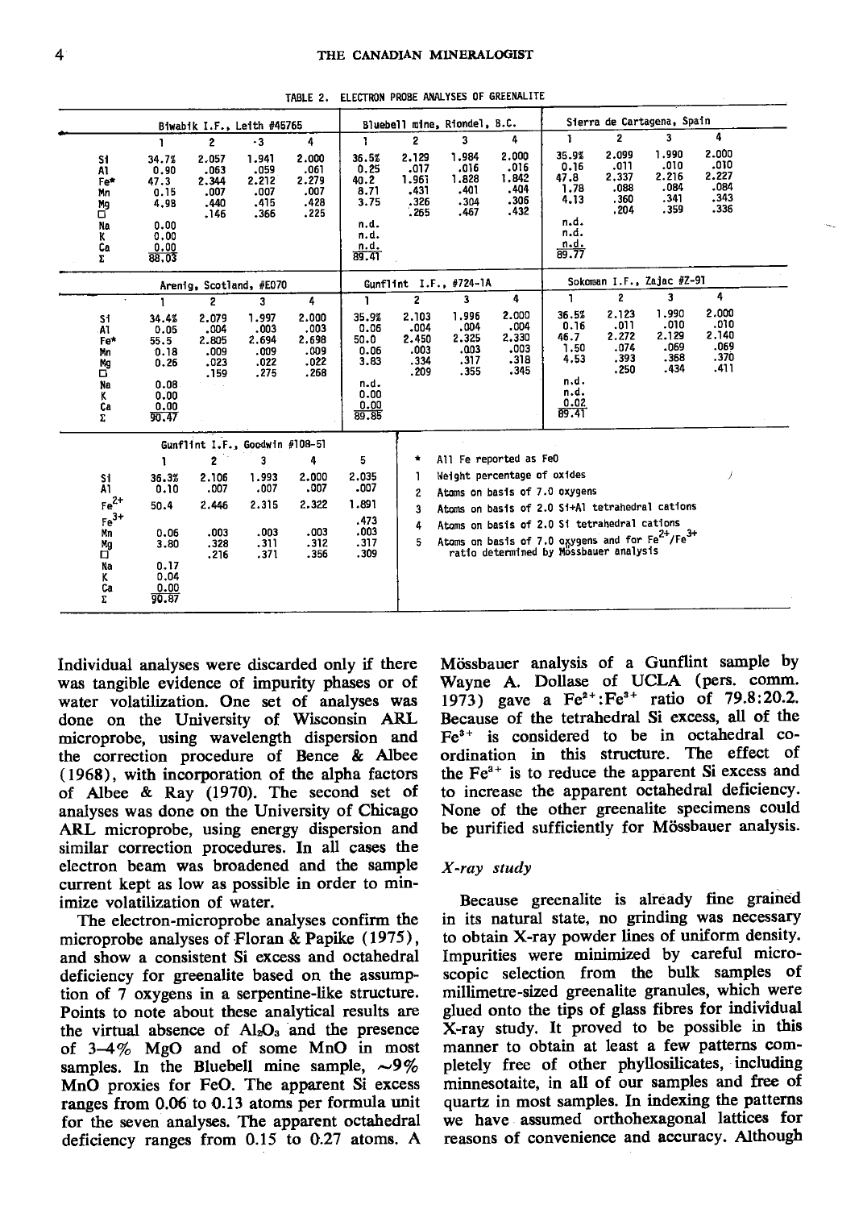TABLE 2. ELECTRON PROBE ANALYSES OF GREENALITE

| | Biwabik I.F., Leith #45765 | | | | Bluebell mine, Riondel, B.C. | | | | Sierra de Cartagena, Spain | | | |
|---|---|---|---|---|---|---|---|---|---|---|---|---|
| | 1 | 2 | 3 | 4 | 1 | 2 | 3 | 4 | 1 | 2 | 3 | 4 |
| Si | 34.7% | 2.057 | 1.941 | 2.000 | 36.5% | 2.129 | 1.984 | 2.000 | 35.9% | 2.099 | 1.990 | 2.000 |
| Al | 0.90 | .063 | .059 | .061 | 0.25 | .017 | .016 | .016 | 0.16 | .011 | .010 | .010 |
| Fe* | 47.3 | 2.344 | 2.212 | 2.279 | 40.2 | 1.961 | 1.828 | 1.842 | 47.8 | 2.337 | 2.216 | 2.227 |
| Mn | 0.15 | .007 | .007 | .007 | 8.71 | .431 | .401 | .404 | 1.78 | .088 | .084 | .084 |
| Mg | 4.98 | .440 | .415 | .428 | 3.75 | .326 | .304 | .306 | 4.13 | .360 | .341 | .343 |
| □ | | .146 | .366 | .225 | | .265 | .467 | .432 | | .204 | .359 | .336 |
| Na | 0.00 | | | | n.d. | | | | n.d. | | | |
| K | 0.00 | | | | n.d. | | | | n.d. | | | |
| Ca | 0.00 | | | | n.d. | | | | n.d. | | | |
| Σ | 88.03 | | | | 89.41 | | | | 89.77 | | | |

| | Arenig, Scotland, #E070 | | | | Gunflint I.F., #724-1A | | | | Sokoman I.F., Zajac #Z-91 | | | |
|---|---|---|---|---|---|---|---|---|---|---|---|---|
| | 1 | 2 | 3 | 4 | 1 | 2 | 3 | 4 | 1 | 2 | 3 | 4 |
| Si | 34.4% | 2.079 | 1.997 | 2.000 | 35.9% | 2.103 | 1.996 | 2.000 | 36.5% | 2.123 | 1.990 | 2.000 |
| Al | 0.05 | .004 | .003 | .003 | 0.06 | .004 | .004 | .004 | 0.16 | .011 | .010 | .010 |
| Fe* | 55.5 | 2.805 | 2.694 | 2.698 | 50.0 | 2.450 | 2.325 | 2.330 | 46.7 | 2.272 | 2.129 | 2.140 |
| Mn | 0.18 | .009 | .009 | .009 | 0.06 | .003 | .003 | .003 | 1.50 | .074 | .069 | .069 |
| Mg | 0.26 | .023 | .022 | .022 | 3.83 | .334 | .317 | .318 | 4.53 | .393 | .368 | .370 |
| □ | | .159 | .275 | .268 | | .209 | .355 | .345 | | .250 | .434 | .411 |
| Na | 0.08 | | | | n.d. | | | | n.d. | | | |
| K | 0.00 | | | | 0.00 | | | | n.d. | | | |
| Ca | 0.00 | | | | 0.00 | | | | 0.02 | | | |
| Σ | 90.47 | | | | 89.85 | | | | 89.41 | | | |

| | Gunflint I.F., Goodwin #108-51 | | | | |
|---|---|---|---|---|---|
| | 1 | 2 | 3 | 4 | 5 |
| Si | 36.3% | 2.106 | 1.993 | 2.000 | 2.035 |
| Al | 0.10 | .007 | .007 | .007 | .007 |
| $Fe^{2+}$ | 50.4 | 2.446 | 2.315 | 2.322 | 1.891 |
| $Fe^{3+}$ | | | | | .473 |
| Mn | 0.06 | .003 | .003 | .003 | .003 |
| Mg | 3.80 | .328 | .311 | .312 | .317 |
| □ | | .216 | .371 | .356 | .309 |
| Na | 0.17 | | | | |
| K | 0.04 | | | | |
| Ca | 0.00 | | | | |
| Σ | 90.87 | | | | |

\* All Fe reported as FeO
1 Weight percentage of oxides
2 Atoms on basis of 7.0 oxygens
3 Atoms on basis of 2.0 Si+Al tetrahedral cations
4 Atoms on basis of 2.0 Si tetrahedral cations
5 Atoms on basis of 7.0 oxygens and for $Fe^{2+}/Fe^{3+}$ ratio determined by Mössbauer analysis

Individual analyses were discarded only if there was tangible evidence of impurity phases or of water volatilization. One set of analyses was done on the University of Wisconsin ARL microprobe, using wavelength dispersion and the correction procedure of Bence & Albee (1968), with incorporation of the alpha factors of Albee & Ray (1970). The second set of analyses was done on the University of Chicago ARL microprobe, using energy dispersion and similar correction procedures. In all cases the electron beam was broadened and the sample current kept as low as possible in order to minimize volatilization of water.

The electron-microprobe analyses confirm the microprobe analyses of Floran & Papike (1975), and show a consistent Si excess and octahedral deficiency for greenalite based on the assumption of 7 oxygens in a serpentine-like structure. Points to note about these analytical results are the virtual absence of $Al_2O_3$ and the presence of 3–4% MgO and of some MnO in most samples. In the Bluebell mine sample, ~9% MnO proxies for FeO. The apparent Si excess ranges from 0.06 to 0.13 atoms per formula unit for the seven analyses. The apparent octahedral deficiency ranges from 0.15 to 0.27 atoms. A Mössbauer analysis of a Gunflint sample by Wayne A. Dollase of UCLA (pers. comm. 1973) gave a $Fe^{2+}$:$Fe^{3+}$ ratio of 79.8:20.2. Because of the tetrahedral Si excess, all of the $Fe^{3+}$ is considered to be in octahedral coordination in this structure. The effect of the $Fe^{3+}$ is to reduce the apparent Si excess and to increase the apparent octahedral deficiency. None of the other greenalite specimens could be purified sufficiently for Mössbauer analysis.

### *X-ray study*

Because greenalite is already fine grained in its natural state, no grinding was necessary to obtain X-ray powder lines of uniform density. Impurities were minimized by careful microscopic selection from the bulk samples of millimetre-sized greenalite granules, which were glued onto the tips of glass fibres for individual X-ray study. It proved to be possible in this manner to obtain at least a few patterns completely free of other phyllosilicates, including minnesotaite, in all of our samples and free of quartz in most samples. In indexing the patterns we have assumed orthohexagonal lattices for reasons of convenience and accuracy. Although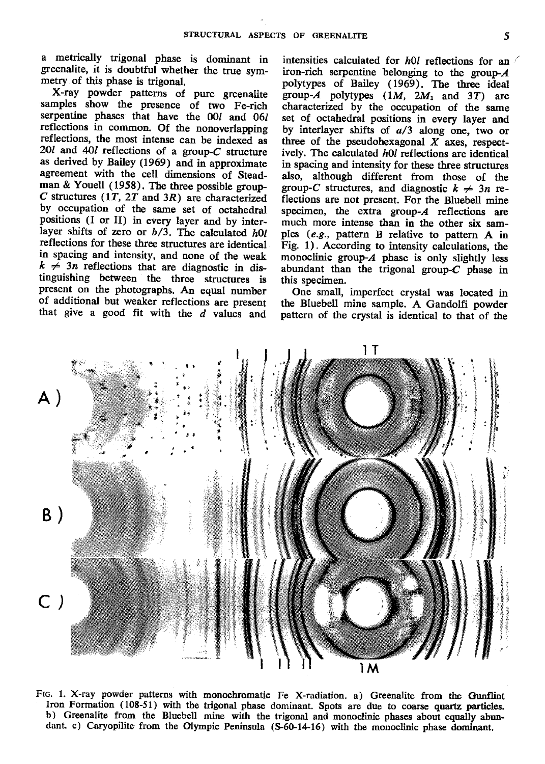a metrically trigonal phase is dominant in greenalite, it is doubtful whether the true symmetry of this phase is trigonal.

X-ray powder patterns of pure greenalite samples show the presence of two Fe-rich serpentine phases that have the $00l$ and $06l$ reflections in common. Of the nonoverlapping reflections, the most intense can be indexed as $20l$ and $40l$ reflections of a group-*C* structure as derived by Bailey (1969) and in approximate agreement with the cell dimensions of Steadman & Youell (1958). The three possible group-*C* structures (*1T*, *2T* and *3R*) are characterized by occupation of the same set of octahedral positions (I or II) in every layer and by interlayer shifts of zero or $b/3$. The calculated $h0l$ reflections for these three structures are identical in spacing and intensity, and none of the weak $k \neq 3n$ reflections that are diagnostic in distinguishing between the three structures is present on the photographs. An equal number of additional but weaker reflections are present that give a good fit with the $d$ values and intensities calculated for $h0l$ reflections for an iron-rich serpentine belonging to the group-*A* polytypes of Bailey (1969). The three ideal group-*A* polytypes (*1M*, *2M*$_1$ and *3T*) are characterized by the occupation of the same set of octahedral positions in every layer and by interlayer shifts of $a/3$ along one, two or three of the pseudohexagonal *X* axes, respectively. The calculated $h0l$ reflections are identical in spacing and intensity for these three structures also, although different from those of the group-*C* structures, and diagnostic $k \neq 3n$ reflections are not present. For the Bluebell mine specimen, the extra group-*A* reflections are much more intense than in the other six samples (*e.g.*, pattern B relative to pattern A in Fig. 1). According to intensity calculations, the monoclinic group-*A* phase is only slightly less abundant than the trigonal group-*C* phase in this specimen.

One small, imperfect crystal was located in the Bluebell mine sample. A Gandolfi powder pattern of the crystal is identical to that of the

FIG. 1. X-ray powder patterns with monochromatic Fe X-radiation. a) Greenalite from the Gunflint Iron Formation (108-51) with the trigonal phase dominant. Spots are due to coarse quartz particles. b) Greenalite from the Bluebell mine with the trigonal and monoclinic phases about equally abundant. c) Caryopilite from the Olympic Peninsula (S-60-14-16) with the monoclinic phase dominant.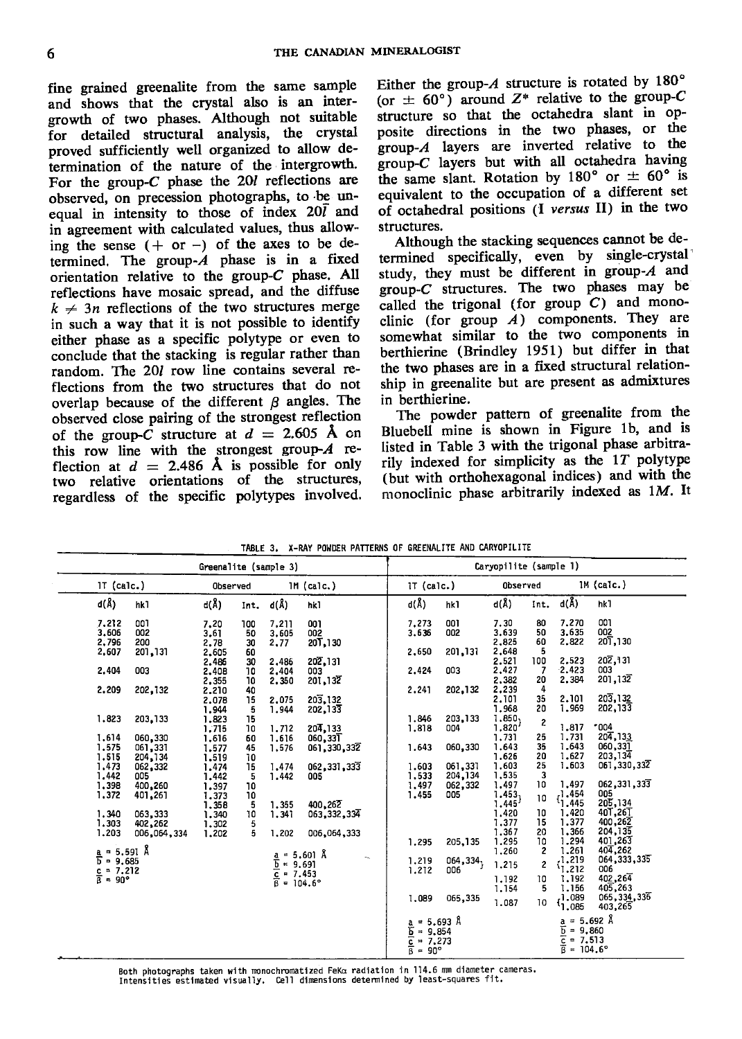fine grained greenalite from the same sample and shows that the crystal also is an intergrowth of two phases. Although not suitable for detailed structural analysis, the crystal proved sufficiently well organized to allow determination of the nature of the intergrowth. For the group-*C* phase the $20l$ reflections are observed, on precession photographs, to be unequal in intensity to those of index $20\bar{l}$ and in agreement with calculated values, thus allowing the sense (+ or −) of the axes to be determined. The group-*A* phase is in a fixed orientation relative to the group-*C* phase. All reflections have mosaic spread, and the diffuse $k \neq 3n$ reflections of the two structures merge in such a way that it is not possible to identify either phase as a specific polytype or even to conclude that the stacking is regular rather than random. The $20l$ row line contains several reflections from the two structures that do not overlap because of the different $\beta$ angles. The observed close pairing of the strongest reflection of the group-*C* structure at $d$ = 2.605 Å on this row line with the strongest group-*A* reflection at $d$ = 2.486 Å is possible for only two relative orientations of the structures, regardless of the specific polytypes involved. Either the group-*A* structure is rotated by 180° (or ± 60°) around $Z^*$ relative to the group-*C* structure so that the octahedra slant in opposite directions in the two phases, or the group-*A* layers are inverted relative to the group-*C* layers but with all octahedra having the same slant. Rotation by 180° or ± 60° is equivalent to the occupation of a different set of octahedral positions (I *versus* II) in the two structures.

Although the stacking sequences cannot be determined specifically, even by single-crystal study, they must be different in group-*A* and group-*C* structures. The two phases may be called the trigonal (for group *C*) and monoclinic (for group *A*) components. They are somewhat similar to the two components in berthierine (Brindley 1951) but differ in that the two phases are in a fixed structural relationship in greenalite but are present as admixtures in berthierine.

The powder pattern of greenalite from the Bluebell mine is shown in Figure 1b, and is listed in Table 3 with the trigonal phase arbitrarily indexed for simplicity as the 1*T* polytype (but with orthohexagonal indices) and with the monoclinic phase arbitrarily indexed as 1*M*. It

TABLE 3. X-RAY POWDER PATTERNS OF GREENALITE AND CARYOPILITE

**Greenalite (sample 3)**

| 1T (calc.) | | Observed | | 1M (calc.) | |
|---|---|---|---|---|---|
| d(Å) | hkl | d(Å) | Int. | d(Å) | hkl |
| 7.212 | 001 | 7.20 | 100 | 7.211 | 001 |
| 3.606 | 002 | 3.61 | 50 | 3.605 | 002 |
| 2.796 | 200 | 2.78 | 30 | 2.77 | $20\bar{1}$,130 |
| 2.607 | 201,131 | 2.605 | 60 | | |
| | | 2.486 | 30 | 2.486 | $20\bar{2}$,131 |
| 2.404 | 003 | 2.408 | 10 | 2.404 | 003 |
| | | 2.355 | 10 | 2.350 | 201,$13\bar{2}$ |
| 2.209 | 202,132 | 2.210 | 40 | | |
| | | 2.078 | 15 | 2.075 | $20\bar{3}$,132 |
| | | 1.944 | 5 | 1.944 | 202,$13\bar{3}$ |
| 1.823 | 203,133 | 1.823 | 15 | | |
| | | 1.715 | 10 | 1.712 | $20\bar{4}$,133 |
| 1.614 | 060,330 | 1.616 | 60 | 1.616 | 060,$33\bar{1}$ |
| 1.575 | 061,331 | 1.577 | 45 | 1.576 | 061,330,$33\bar{2}$ |
| 1.515 | 204,134 | 1.519 | 10 | | |
| 1.473 | 062,332 | 1.474 | 15 | 1.474 | 062,331,$33\bar{3}$ |
| 1.442 | 005 | 1.442 | 5 | 1.442 | 005 |
| 1.398 | 400,260 | 1.397 | 10 | | |
| 1.372 | 401,261 | 1.373 | 10 | | |
| | | 1.358 | 5 | 1.355 | 400,$26\bar{2}$ |
| 1.340 | 063,333 | 1.340 | 10 | 1.341 | 063,332,$33\bar{4}$ |
| 1.303 | 402,262 | 1.302 | 5 | | |
| 1.203 | 006,064,334 | 1.202 | 5 | 1.202 | 006,064,333 |
| $a$ = 5.591 Å | | | | $a$ = 5.601 Å | |
| $b$ = 9.685 | | | | $b$ = 9.691 | |
| $c$ = 7.212 | | | | $c$ = 7.453 | |
| $\beta$ = 90° | | | | $\beta$ = 104.6° | |

**Caryopilite (sample 1)**

| 1T (calc.) | | Observed | | 1M (calc.) | |
|---|---|---|---|---|---|
| d(Å) | hkl | d(Å) | Int. | d(Å) | hkl |
| 7.273 | 001 | 7.30 | 80 | 7.270 | 001 |
| 3.636 | 002 | 3.639 | 50 | 3.635 | 002 |
| | | 2.825 | 60 | 2.822 | $20\bar{1}$,130 |
| 2.650 | 201,131 | 2.648 | 5 | | |
| | | 2.521 | 100 | 2.523 | $20\bar{2}$,131 |
| 2.424 | 003 | 2.427 | 7 | 2.423 | 003 |
| | | 2.382 | 20 | 2.384 | 201,$13\bar{2}$ |
| 2.241 | 202,132 | 2.239 | 4 | | |
| | | 2.101 | 35 | 2.101 | $20\bar{3}$,132 |
| | | 1.968 | 20 | 1.969 | 202,$13\bar{3}$ |
| 1.846 | 203,133 | 1.850 } | 2 | | |
| 1.818 | 004 | 1.820 } | | 1.817 | *004 |
| | | 1.731 | 25 | 1.731 | $20\bar{4}$,133 |
| 1.643 | 060,330 | 1.643 | 35 | 1.643 | 060,$33\bar{1}$ |
| | | 1.626 | 20 | 1.627 | 203,$13\bar{4}$ |
| 1.603 | 061,331 | 1.603 | 25 | 1.603 | 061,330,$33\bar{2}$ |
| 1.533 | 204,134 | 1.535 | 3 | | |
| 1.497 | 062,332 | 1.497 | 10 | 1.497 | 062,331,$33\bar{3}$ |
| 1.455 | 005 | 1.453 } | 10 | { 1.454 | 005 |
| | | 1.445 } | | { 1.445 | $20\bar{5}$,134 |
| | | 1.420 | 10 | 1.420 | $40\bar{1}$,$26\bar{1}$ |
| | | 1.377 | 15 | 1.377 | 400,$26\bar{2}$ |
| | | 1.367 | 20 | 1.366 | 204,$13\bar{5}$ |
| 1.295 | 205,135 | 1.295 | 10 | 1.294 | 401,$26\bar{3}$ |
| | | 1.260 | 2 | 1.261 | $40\bar{4}$,262 |
| 1.219 | 064,334 } | 1.215 | 2 | { 1.219 | 064,333,$33\bar{5}$ |
| 1.212 | 006 } | | | { 1.212 | 006 |
| | | 1.192 | 10 | 1.192 | 402,$26\bar{4}$ |
| | | 1.154 | 5 | 1.156 | $40\bar{5}$,263 |
| 1.089 | 065,335 | 1.087 | 10 | { 1.089 | 065,334,$33\bar{6}$ |
| | | | | { 1.085 | 403,$26\bar{5}$ |
| $a$ = 5.693 Å | | | | $a$ = 5.692 Å | |
| $b$ = 9.854 | | | | $b$ = 9.860 | |
| $c$ = 7.273 | | | | $c$ = 7.513 | |
| $\beta$ = 90° | | | | $\beta$ = 104.6° | |

Both photographs taken with monochromatized FeKα radiation in 114.6 mm diameter cameras.
Intensities estimated visually. Cell dimensions determined by least-squares fit.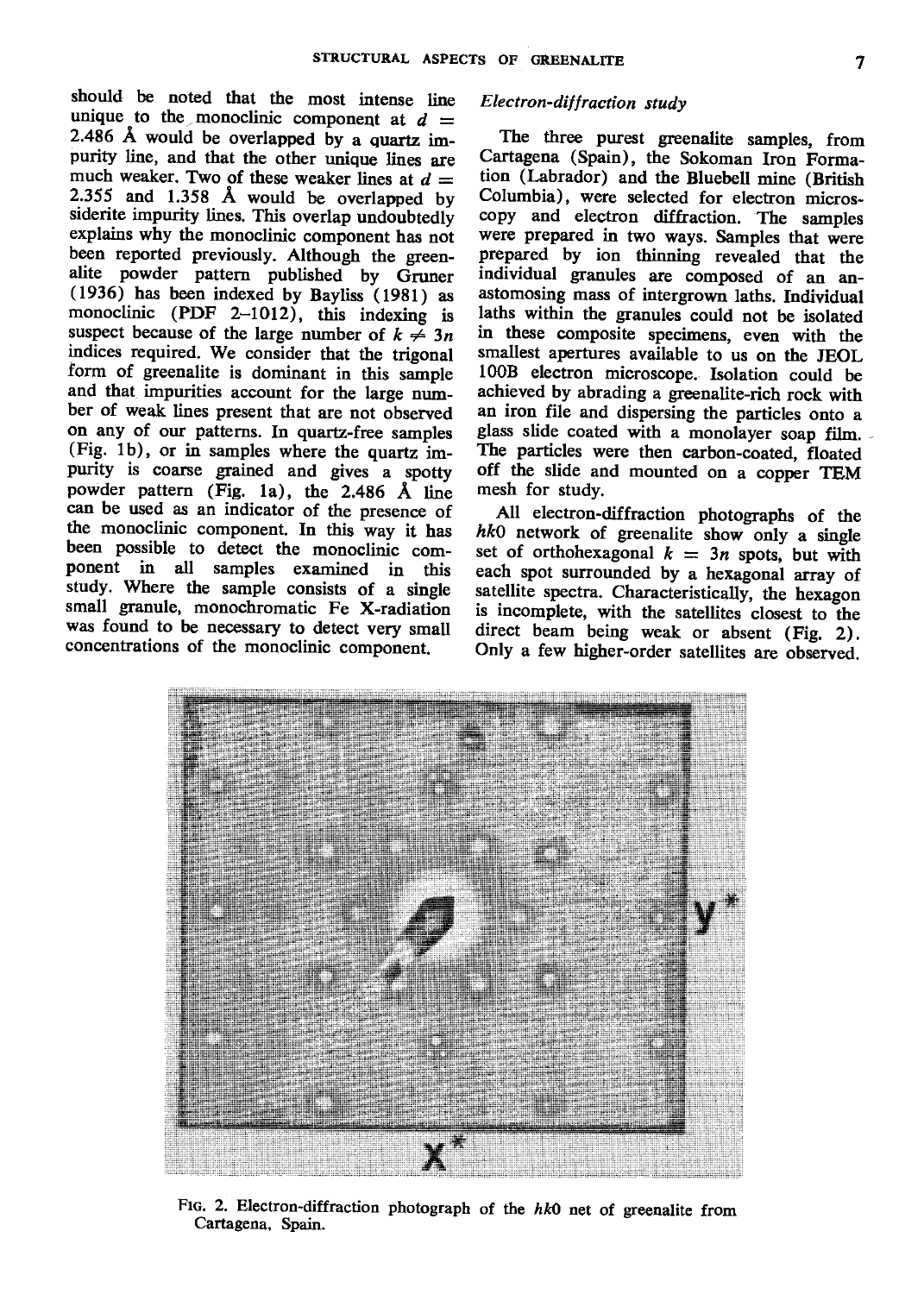should be noted that the most intense line unique to the monoclinic component at $d$ = 2.486 Å would be overlapped by a quartz impurity line, and that the other unique lines are much weaker. Two of these weaker lines at $d$ = 2.355 and 1.358 Å would be overlapped by siderite impurity lines. This overlap undoubtedly explains why the monoclinic component has not been reported previously. Although the greenalite powder pattern published by Gruner (1936) has been indexed by Bayliss (1981) as monoclinic (PDF 2–1012), this indexing is suspect because of the large number of $k \neq 3n$ indices required. We consider that the trigonal form of greenalite is dominant in this sample and that impurities account for the large number of weak lines present that are not observed on any of our patterns. In quartz-free samples (Fig. 1b), or in samples where the quartz impurity is coarse grained and gives a spotty powder pattern (Fig. 1a), the 2.486 Å line can be used as an indicator of the presence of the monoclinic component. In this way it has been possible to detect the monoclinic component in all samples examined in this study. Where the sample consists of a single small granule, monochromatic Fe X-radiation was found to be necessary to detect very small concentrations of the monoclinic component.

### *Electron-diffraction study*

The three purest greenalite samples, from Cartagena (Spain), the Sokoman Iron Formation (Labrador) and the Bluebell mine (British Columbia), were selected for electron microscopy and electron diffraction. The samples were prepared in two ways. Samples that were prepared by ion thinning revealed that the individual granules are composed of an anastomosing mass of intergrown laths. Individual laths within the granules could not be isolated in these composite specimens, even with the smallest apertures available to us on the JEOL 100B electron microscope. Isolation could be achieved by abrading a greenalite-rich rock with an iron file and dispersing the particles onto a glass slide coated with a monolayer soap film. The particles were then carbon-coated, floated off the slide and mounted on a copper TEM mesh for study.

All electron-diffraction photographs of the $hk0$ network of greenalite show only a single set of orthohexagonal $k = 3n$ spots, but with each spot surrounded by a hexagonal array of satellite spectra. Characteristically, the hexagon is incomplete, with the satellites closest to the direct beam being weak or absent (Fig. 2). Only a few higher-order satellites are observed.

FIG. 2. Electron-diffraction photograph of the $hk0$ net of greenalite from Cartagena, Spain.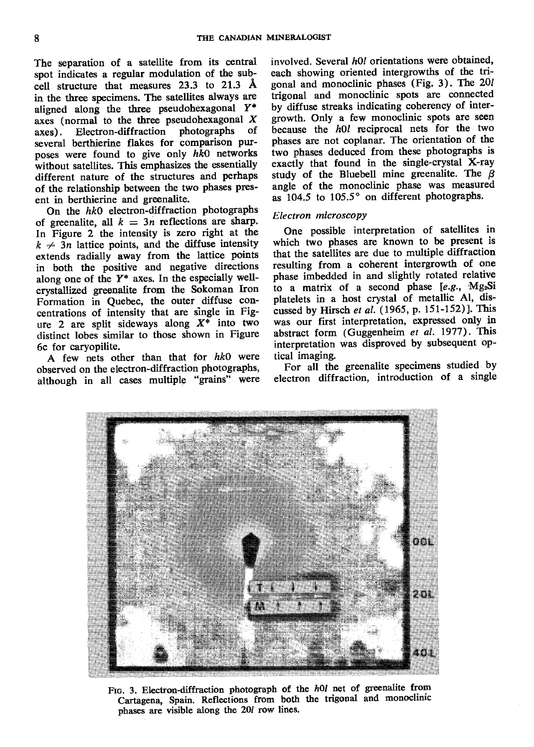The separation of a satellite from its central spot indicates a regular modulation of the subcell structure that measures 23.3 to 21.3 Å in the three specimens. The satellites always are aligned along the three pseudohexagonal $Y^*$ axes (normal to the three pseudohexagonal $X$ axes). Electron-diffraction photographs of several berthierine flakes for comparison purposes were found to give only *hk*0 networks without satellites. This emphasizes the essentially different nature of the structures and perhaps of the relationship between the two phases present in berthierine and greenalite.

On the *hk*0 electron-diffraction photographs of greenalite, all $k = 3n$ reflections are sharp. In Figure 2 the intensity is zero right at the $k \neq 3n$ lattice points, and the diffuse intensity extends radially away from the lattice points in both the positive and negative directions along one of the $Y^*$ axes. In the especially well-crystallized greenalite from the Sokoman Iron Formation in Quebec, the outer diffuse concentrations of intensity that are single in Figure 2 are split sideways along $X^*$ into two distinct lobes similar to those shown in Figure 6c for caryopilite.

A few nets other than that for *hk*0 were observed on the electron-diffraction photographs, although in all cases multiple "grains" were involved. Several *h*0*l* orientations were obtained, each showing oriented intergrowths of the trigonal and monoclinic phases (Fig. 3). The 20*l* trigonal and monoclinic spots are connected by diffuse streaks indicating coherency of intergrowth. Only a few monoclinic spots are seen because the *h*0*l* reciprocal nets for the two phases are not coplanar. The orientation of the two phases deduced from these photographs is exactly that found in the single-crystal X-ray study of the Bluebell mine greenalite. The $\beta$ angle of the monoclinic phase was measured as 104.5 to 105.5° on different photographs.

### *Electron microscopy*

One possible interpretation of satellites in which two phases are known to be present is that the satellites are due to multiple diffraction resulting from a coherent intergrowth of one phase imbedded in and slightly rotated relative to a matrix of a second phase [*e.g.*, $Mg_2Si$ platelets in a host crystal of metallic Al, discussed by Hirsch *et al.* (1965, p. 151-152)]. This was our first interpretation, expressed only in abstract form (Guggenheim *et al.* 1977). This interpretation was disproved by subsequent optical imaging.

For all the greenalite specimens studied by electron diffraction, introduction of a single

FIG. 3. Electron-diffraction photograph of the *h*0*l* net of greenalite from Cartagena, Spain. Reflections from both the trigonal and monoclinic phases are visible along the 20*l* row lines.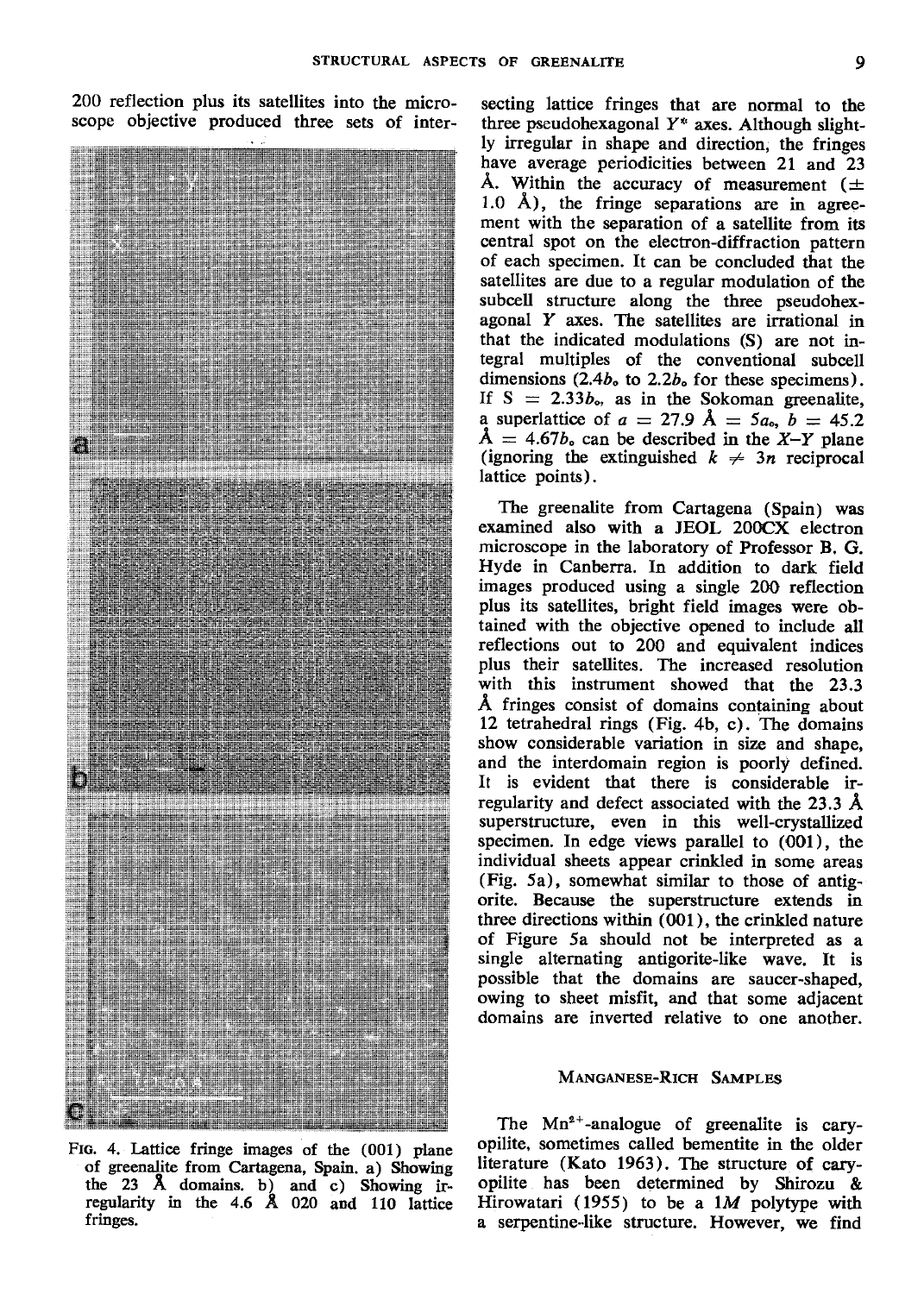200 reflection plus its satellites into the microscope objective produced three sets of intersecting lattice fringes that are normal to the three pseudohexagonal $Y^*$ axes. Although slightly irregular in shape and direction, the fringes have average periodicities between 21 and 23 Å. Within the accuracy of measurement (± 1.0 Å), the fringe separations are in agreement with the separation of a satellite from its central spot on the electron-diffraction pattern of each specimen. It can be concluded that the satellites are due to a regular modulation of the subcell structure along the three pseudohexagonal $Y$ axes. The satellites are irrational in that the indicated modulations (S) are not integral multiples of the conventional subcell dimensions ($2.4b_o$ to $2.2b_o$ for these specimens). If $S = 2.33b_o$, as in the Sokoman greenalite, a superlattice of $a = 27.9$ Å $= 5a_o$, $b = 45.2$ Å $= 4.67b_o$ can be described in the $X$–$Y$ plane (ignoring the extinguished $k \neq 3n$ reciprocal lattice points).

The greenalite from Cartagena (Spain) was examined also with a JEOL 200CX electron microscope in the laboratory of Professor B. G. Hyde in Canberra. In addition to dark field images produced using a single 200 reflection plus its satellites, bright field images were obtained with the objective opened to include all reflections out to 200 and equivalent indices plus their satellites. The increased resolution with this instrument showed that the 23.3 Å fringes consist of domains containing about 12 tetrahedral rings (Fig. 4b, c). The domains show considerable variation in size and shape, and the interdomain region is poorly defined. It is evident that there is considerable irregularity and defect associated with the 23.3 Å superstructure, even in this well-crystallized specimen. In edge views parallel to (001), the individual sheets appear crinkled in some areas (Fig. 5a), somewhat similar to those of antigorite. Because the superstructure extends in three directions within (001), the crinkled nature of Figure 5a should not be interpreted as a single alternating antigorite-like wave. It is possible that the domains are saucer-shaped, owing to sheet misfit, and that some adjacent domains are inverted relative to one another.

FIG. 4. Lattice fringe images of the (001) plane of greenalite from Cartagena, Spain. a) Showing the 23 Å domains. b) and c) Showing irregularity in the 4.6 Å 020 and 110 lattice fringes.

## MANGANESE-RICH SAMPLES

The $Mn^{2+}$-analogue of greenalite is caryopilite, sometimes called bementite in the older literature (Kato 1963). The structure of caryopilite has been determined by Shirozu & Hirowatari (1955) to be a $1M$ polytype with a serpentine-like structure. However, we find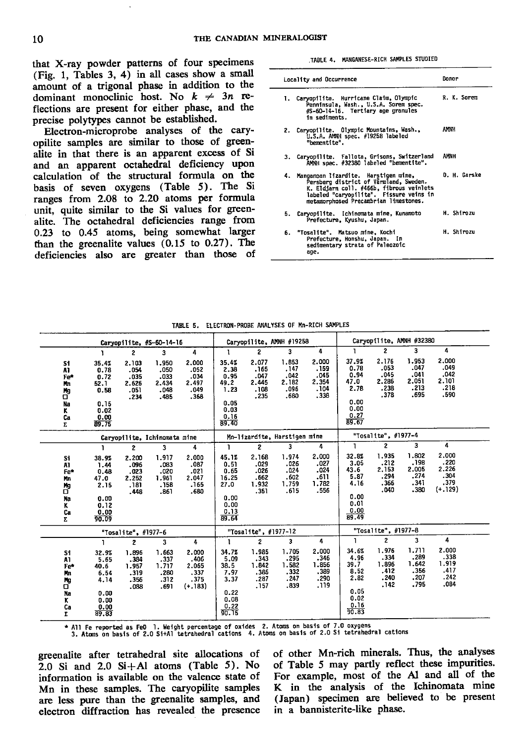that X-ray powder patterns of four specimens (Fig. 1, Tables 3, 4) in all cases show a small amount of a trigonal phase in addition to the dominant monoclinic host. No $k \neq 3n$ reflections are present for either phase, and the precise polytypes cannot be established.

Electron-microprobe analyses of the caryopilite samples are similar to those of greenalite in that there is an apparent excess of Si and an apparent octahedral deficiency upon calculation of the structural formula on the basis of seven oxygens (Table 5). The Si ranges from 2.08 to 2.20 atoms per formula unit, quite similar to the Si values for greenalite. The octahedral deficiencies range from 0.23 to 0.45 atoms, being somewhat larger than the greenalite values (0.15 to 0.27). The deficiencies also are greater than those of greenalite after tetrahedral site allocations of 2.0 Si and 2.0 Si+Al atoms (Table 5). No information is available on the valence state of Mn in these samples. The caryopilite samples are less pure than the greenalite samples, and electron diffraction has revealed the presence of other Mn-rich minerals. Thus, the analyses of Table 5 may partly reflect these impurities. For example, most of the Al and all of the K in the analysis of the Ichinomata mine (Japan) specimen are believed to be present in a bannisterite-like phase.

TABLE 4. MANGANESE-RICH SAMPLES STUDIED

| Locality and Occurrence | Donor |
|---|---|
| 1. Caryopilite. Hurricane Claim, Olympic Penninsula, Wash., U.S.A. Sorem spec. #S-60-14-16. Tertiary age granules in sediments. | R. K. Sorem |
| 2. Caryopilite. Olympic Mountains, Wash., U.S.A. AMNH spec. #19258 labeled "bementite". | AMNH |
| 3. Caryopilite. Fallota, Grisons, Switzerland AMNH spec. #32380 labeled "bementite". | AMNH |
| 4. Manganoan lizardite. Harstigen mine, Persberg district of Värmland, Sweden. K. Eldjarn coll. #466b, fibrous veinlets labeled "caryopilite". Fissure veins in metamorphosed Precambrian limestones. | D. H. Garske |
| 5. Caryopilite. Ichinomata mine, Kunamoto Prefecture, Kyushu, Japan. | H. Shirozu |
| 6. "Tosalite". Matsuo mine, Kochi Prefecture, Honshu, Japan. In sedimentary strata of Paleozoic age. | H. Shirozu |

TABLE 5. ELECTRON-PROBE ANALYSES OF Mn-RICH SAMPLES

| | Caryopilite, #S-60-14-16 | | | | Caryopilite, AMNH #19258 | | | | Caryopilite, AMNH #32380 | | | |
|---|---|---|---|---|---|---|---|---|---|---|---|---|
| | 1 | 2 | 3 | 4 | 1 | 2 | 3 | 4 | 1 | 2 | 3 | 4 |
| Si | 35.4% | 2.103 | 1.950 | 2.000 | 35.4% | 2.077 | 1.853 | 2.000 | 37.9% | 2.176 | 1.953 | 2.000 |
| Al | 0.78 | .054 | .050 | .052 | 2.38 | .165 | .147 | .159 | 0.78 | .053 | .047 | .049 |
| Fe* | 0.72 | .035 | .033 | .034 | 0.95 | .047 | .042 | .045 | 0.94 | .045 | .041 | .042 |
| Mn | 52.1 | 2.626 | 2.434 | 2.497 | 49.2 | 2.445 | 2.182 | 2.354 | 47.0 | 2.286 | 2.051 | 2.101 |
| Mg | 0.58 | .051 | .048 | .049 | 1.23 | .108 | .096 | .104 | 2.78 | .238 | .213 | .218 |
| □ | | .234 | .485 | .368 | | .235 | .680 | .338 | | .378 | .695 | .590 |
| Na | 0.15 | | | | 0.05 | | | | 0.00 | | | |
| K | 0.02 | | | | 0.03 | | | | 0.00 | | | |
| Ca | 0.00 | | | | 0.16 | | | | 0.27 | | | |
| Σ | 89.75 | | | | 89.40 | | | | 89.67 | | | |
| | Caryopilite, Ichinomata mine | | | | Mn-lizardite, Harstigen mine | | | | "Tosalite", #1977-4 | | | |
| | 1 | 2 | 3 | 4 | 1 | 2 | 3 | 4 | 1 | 2 | 3 | 4 |
| Si | 38.9% | 2.200 | 1.917 | 2.000 | 45.1% | 2.168 | 1.974 | 2.000 | 32.8% | 1.935 | 1.802 | 2.000 |
| Al | 1.44 | .096 | .083 | .087 | 0.51 | .029 | .026 | .027 | 3.05 | .212 | .198 | .220 |
| Fe* | 0.48 | .023 | .020 | .021 | 0.65 | .026 | .024 | .024 | 43.6 | 2.153 | 2.005 | 2.226 |
| Mn | 47.0 | 2.252 | 1.961 | 2.047 | 16.25 | .662 | .602 | .611 | 5.87 | .294 | .274 | .304 |
| Mg | 2.15 | .181 | .158 | .165 | 27.0 | 1.932 | 1.759 | 1.782 | 4.16 | .366 | .341 | .379 |
| □ | | .448 | .861 | .680 | | .351 | .615 | .556 | | .040 | .380 | (+.129) |
| Na | 0.00 | | | | 0.00 | | | | 0.00 | | | |
| K | 0.12 | | | | 0.00 | | | | 0.01 | | | |
| Ca | 0.00 | | | | 0.13 | | | | 0.00 | | | |
| Σ | 90.09 | | | | 89.64 | | | | 89.49 | | | |
| | "Tosalite", #1977-6 | | | | "Tosalite", #1977-12 | | | | "Tosalite", #1977-8 | | | |
| | 1 | 2 | 3 | 4 | 1 | 2 | 3 | 4 | 1 | 2 | 3 | 4 |
| Si | 32.9% | 1.896 | 1.663 | 2.000 | 34.7% | 1.985 | 1.705 | 2.000 | 34.6% | 1.976 | 1.711 | 2.000 |
| Al | 5.65 | .384 | .337 | .406 | 5.09 | .343 | .295 | .346 | 4.96 | .334 | .289 | .338 |
| Fe* | 40.6 | 1.957 | 1.717 | 2.065 | 38.5 | 1.842 | 1.582 | 1.856 | 39.7 | 1.896 | 1.642 | 1.919 |
| Mn | 6.54 | .319 | .280 | .337 | 7.97 | .386 | .332 | .389 | 8.52 | .412 | .356 | .417 |
| Mg | 4.14 | .356 | .312 | .375 | 3.37 | .287 | .247 | .290 | 2.82 | .240 | .207 | .242 |
| □ | | .088 | .691 | (+.183) | | .157 | .839 | .119 | | .142 | .795 | .084 |
| Na | 0.00 | | | | 0.22 | | | | 0.05 | | | |
| K | 0.00 | | | | 0.08 | | | | 0.02 | | | |
| Ca | 0.00 | | | | 0.22 | | | | 0.16 | | | |
| Σ | 89.83 | | | | 90.15 | | | | 90.83 | | | |

\* All Fe reported as FeO 1. Weight percentage of oxides 2. Atoms on basis of 7.0 oxygens 3. Atoms on basis of 2.0 Si+Al tetrahedral cations 4. Atoms on basis of 2.0 Si tetrahedral cations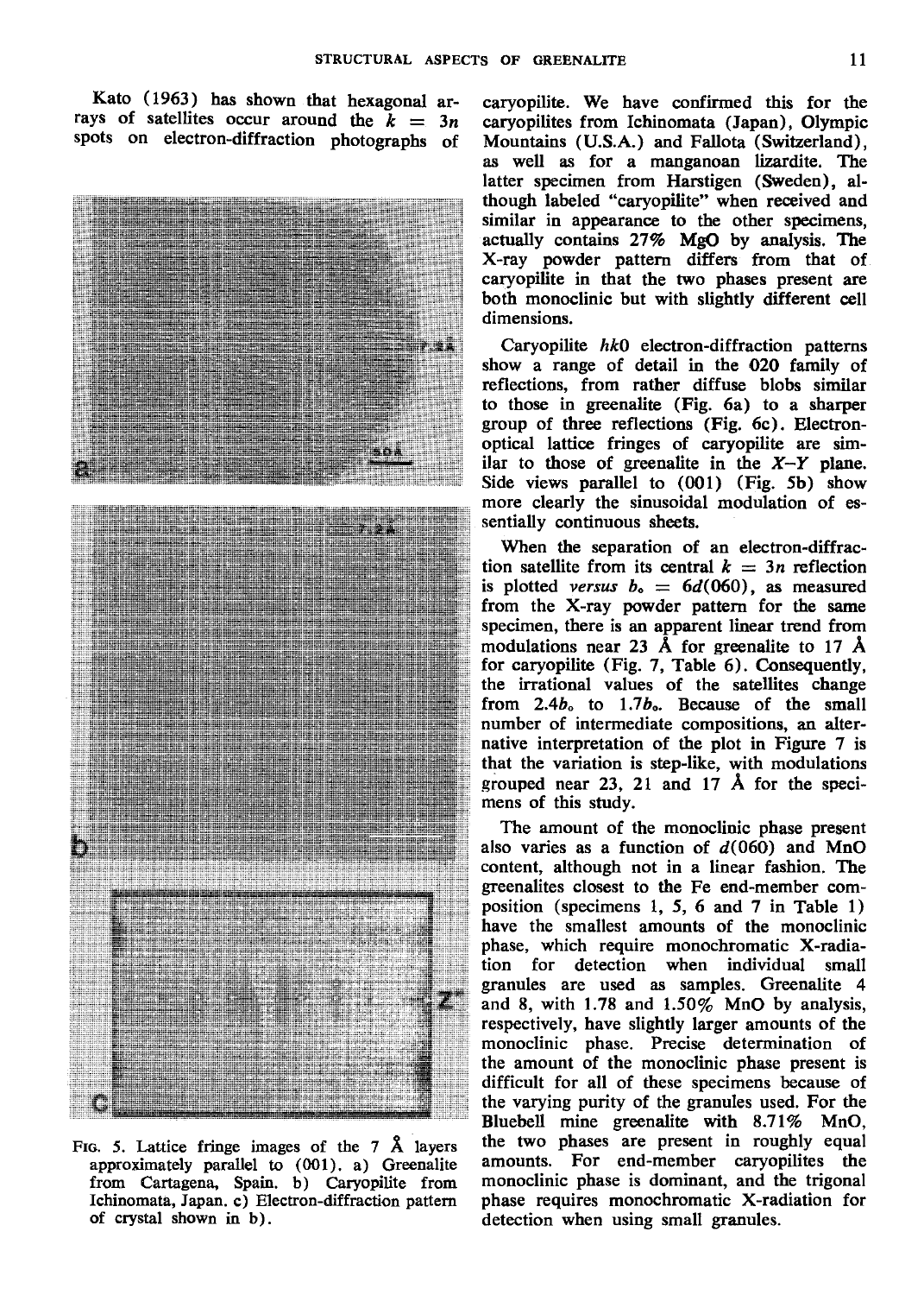Kato (1963) has shown that hexagonal arrays of satellites occur around the $k = 3n$ spots on electron-diffraction photographs of caryopilite. We have confirmed this for the caryopilites from Ichinomata (Japan), Olympic Mountains (U.S.A.) and Fallota (Switzerland), as well as for a manganoan lizardite. The latter specimen from Harstigen (Sweden), although labeled "caryopilite" when received and similar in appearance to the other specimens, actually contains 27% MgO by analysis. The X-ray powder pattern differs from that of caryopilite in that the two phases present are both monoclinic but with slightly different cell dimensions.

Caryopilite $hk0$ electron-diffraction patterns show a range of detail in the 020 family of reflections, from rather diffuse blobs similar to those in greenalite (Fig. 6a) to a sharper group of three reflections (Fig. 6c). Electron-optical lattice fringes of caryopilite are similar to those of greenalite in the $X$–$Y$ plane. Side views parallel to (001) (Fig. 5b) show more clearly the sinusoidal modulation of essentially continuous sheets.

When the separation of an electron-diffraction satellite from its central $k = 3n$ reflection is plotted *versus* $b_o = 6d(060)$, as measured from the X-ray powder pattern for the same specimen, there is an apparent linear trend from modulations near 23 Å for greenalite to 17 Å for caryopilite (Fig. 7, Table 6). Consequently, the irrational values of the satellites change from $2.4b_o$ to $1.7b_o$. Because of the small number of intermediate compositions, an alternative interpretation of the plot in Figure 7 is that the variation is step-like, with modulations grouped near 23, 21 and 17 Å for the specimens of this study.

The amount of the monoclinic phase present also varies as a function of $d(060)$ and MnO content, although not in a linear fashion. The greenalites closest to the Fe end-member composition (specimens 1, 5, 6 and 7 in Table 1) have the smallest amounts of the monoclinic phase, which require monochromatic X-radiation for detection when individual small granules are used as samples. Greenalite 4 and 8, with 1.78 and 1.50% MnO by analysis, respectively, have slightly larger amounts of the monoclinic phase. Precise determination of the amount of the monoclinic phase present is difficult for all of these specimens because of the varying purity of the granules used. For the Bluebell mine greenalite with 8.71% MnO, the two phases are present in roughly equal amounts. For end-member caryopilites the monoclinic phase is dominant, and the trigonal phase requires monochromatic X-radiation for detection when using small granules.

FIG. 5. Lattice fringe images of the 7 Å layers approximately parallel to (001). a) Greenalite from Cartagena, Spain. b) Caryopilite from Ichinomata, Japan. c) Electron-diffraction pattern of crystal shown in b).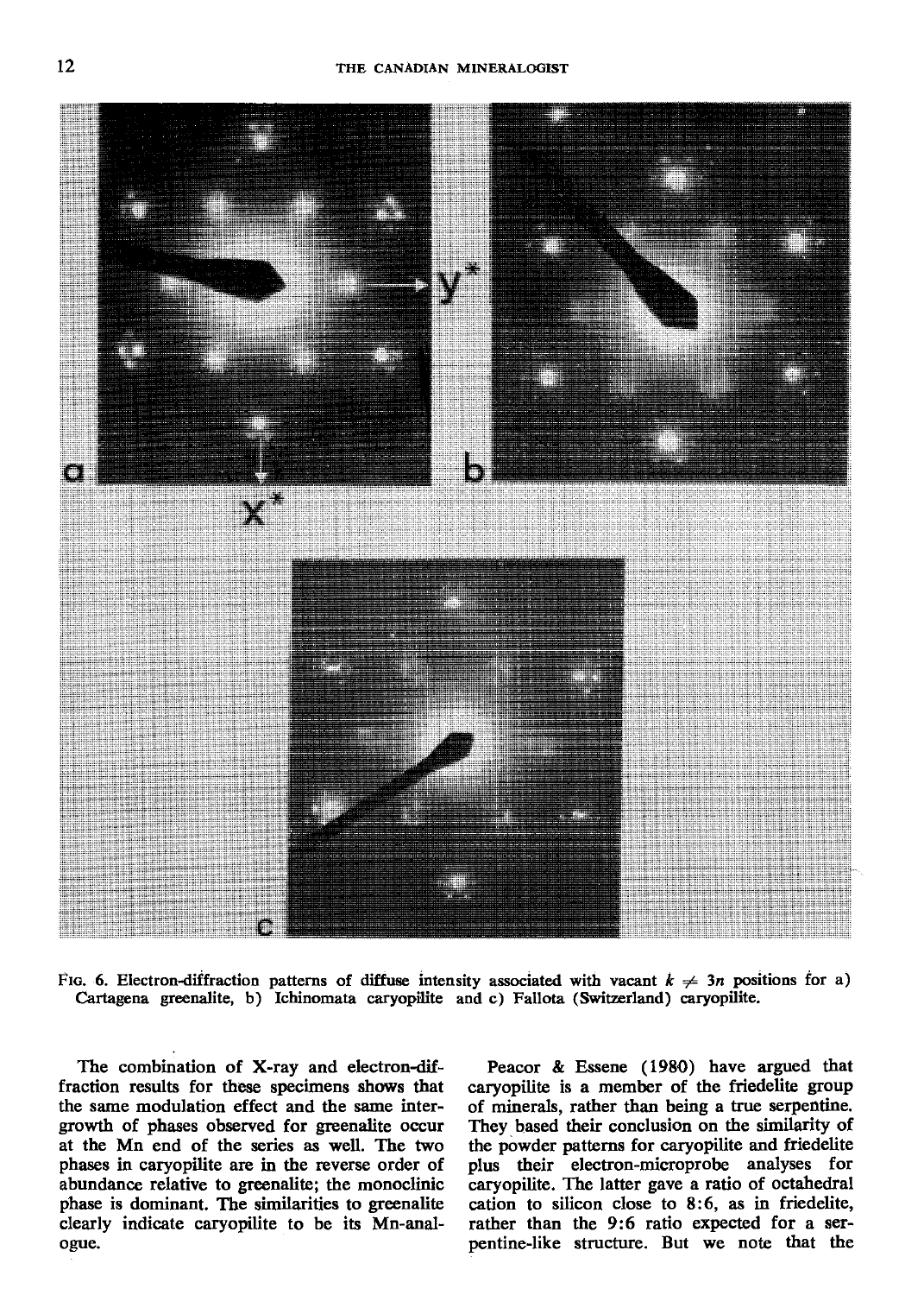FIG. 6. Electron-diffraction patterns of diffuse intensity associated with vacant $k \neq 3n$ positions for a) Cartagena greenalite, b) Ichinomata caryopilite and c) Fallota (Switzerland) caryopilite.

The combination of X-ray and electron-diffraction results for these specimens shows that the same modulation effect and the same intergrowth of phases observed for greenalite occur at the Mn end of the series as well. The two phases in caryopilite are in the reverse order of abundance relative to greenalite; the monoclinic phase is dominant. The similarities to greenalite clearly indicate caryopilite to be its Mn-analogue.

Peacor & Essene (1980) have argued that caryopilite is a member of the friedelite group of minerals, rather than being a true serpentine. They based their conclusion on the similarity of the powder patterns for caryopilite and friedelite plus their electron-microprobe analyses for caryopilite. The latter gave a ratio of octahedral cation to silicon close to 8:6, as in friedelite, rather than the 9:6 ratio expected for a serpentine-like structure. But we note that the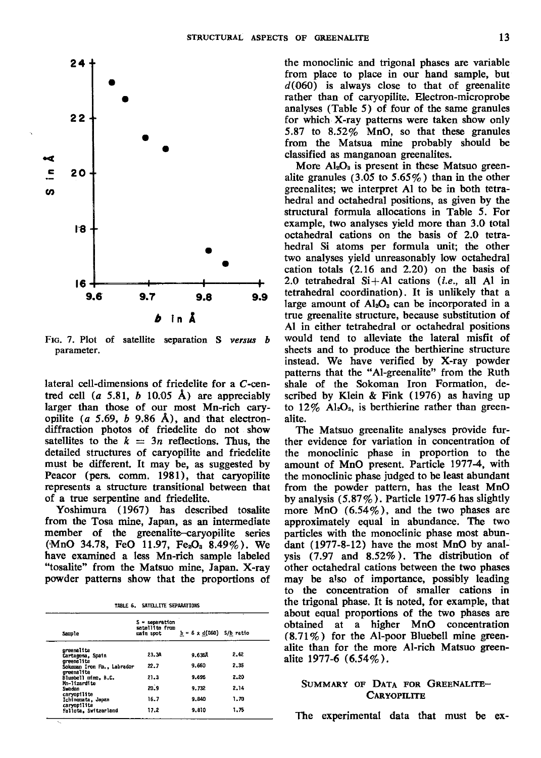FIG. 7. Plot of satellite separation S *versus* *b* parameter.

lateral cell-dimensions of friedelite for a *C*-centred cell (*a* 5.81, *b* 10.05 Å) are appreciably larger than those of our most Mn-rich caryopilite (*a* 5.69, *b* 9.86 Å), and that electron-diffraction photos of friedelite do not show satellites to the $k = 3n$ reflections. Thus, the detailed structures of caryopilite and friedelite must be different. It may be, as suggested by Peacor (pers. comm. 1981), that caryopilite represents a structure transitional between that of a true serpentine and friedelite.

Yoshimura (1967) has described tosalite from the Tosa mine, Japan, as an intermediate member of the greenalite–caryopilite series (MnO 34.78, FeO 11.97, $Fe_2O_3$ 8.49%). We have examined a less Mn-rich sample labeled "tosalite" from the Matsuo mine, Japan. X-ray powder patterns show that the proportions of the monoclinic and trigonal phases are variable from place to place in our hand sample, but *d*(060) is always close to that of greenalite rather than of caryopilite. Electron-microprobe analyses (Table 5) of four of the same granules for which X-ray patterns were taken show only 5.87 to 8.52% MnO, so that these granules from the Matsua mine probably should be classified as manganoan greenalites.

More $Al_2O_3$ is present in these Matsuo greenalite granules (3.05 to 5.65%) than in the other greenalites; we interpret Al to be in both tetrahedral and octahedral positions, as given by the structural formula allocations in Table 5. For example, two analyses yield more than 3.0 total octahedral cations on the basis of 2.0 tetrahedral Si atoms per formula unit; the other two analyses yield unreasonably low octahedral cation totals (2.16 and 2.20) on the basis of 2.0 tetrahedral Si+Al cations (*i.e.*, all Al in tetrahedral coordination). It is unlikely that a large amount of $Al_2O_3$ can be incorporated in a true greenalite structure, because substitution of Al in either tetrahedral or octahedral positions would tend to alleviate the lateral misfit of sheets and to produce the berthierine structure instead. We have verified by X-ray powder patterns that the "Al-greenalite" from the Ruth shale of the Sokoman Iron Formation, described by Klein & Fink (1976) as having up to 12% $Al_2O_3$, is berthierine rather than greenalite.

The Matsuo greenalite analyses provide further evidence for variation in concentration of the monoclinic phase in proportion to the amount of MnO present. Particle 1977-4, with the monoclinic phase judged to be least abundant from the powder pattern, has the least MnO by analysis (5.87%). Particle 1977-6 has slightly more MnO (6.54%), and the two phases are approximately equal in abundance. The two particles with the monoclinic phase most abundant (1977-8-12) have the most MnO by analysis (7.97 and 8.52%). The distribution of other octahedral cations between the two phases may be also of importance, possibly leading to the concentration of smaller cations in the trigonal phase. It is noted, for example, that about equal proportions of the two phases are obtained at a higher MnO concentration (8.71%) for the Al-poor Bluebell mine greenalite than for the more Al-rich Matsuo greenalite 1977-6 (6.54%).

TABLE 6. SATELLITE SEPARATIONS

| Sample | S = separation satellite from main spot | *b* = 6 x *d*(060) | S/*b* ratio |
|---|---|---|---|
| greenalite Cartagena, Spain | 23.3Å | 9.636Å | 2.42 |
| greenalite Sokoman Iron Fm., Labrador | 22.7 | 9.660 | 2.35 |
| greenalite Bluebell mine, B.C. | 21.3 | 9.696 | 2.20 |
| Mn-lizardite Sweden | 20.9 | 9.732 | 2.14 |
| caryopilite Ichinomata, Japan | 16.7 | 9.840 | 1.70 |
| caryopilite Falotta, Switzerland | 17.2 | 9.810 | 1.75 |

## SUMMARY OF DATA FOR GREENALITE–CARYOPILITE

The experimental data that must be ex-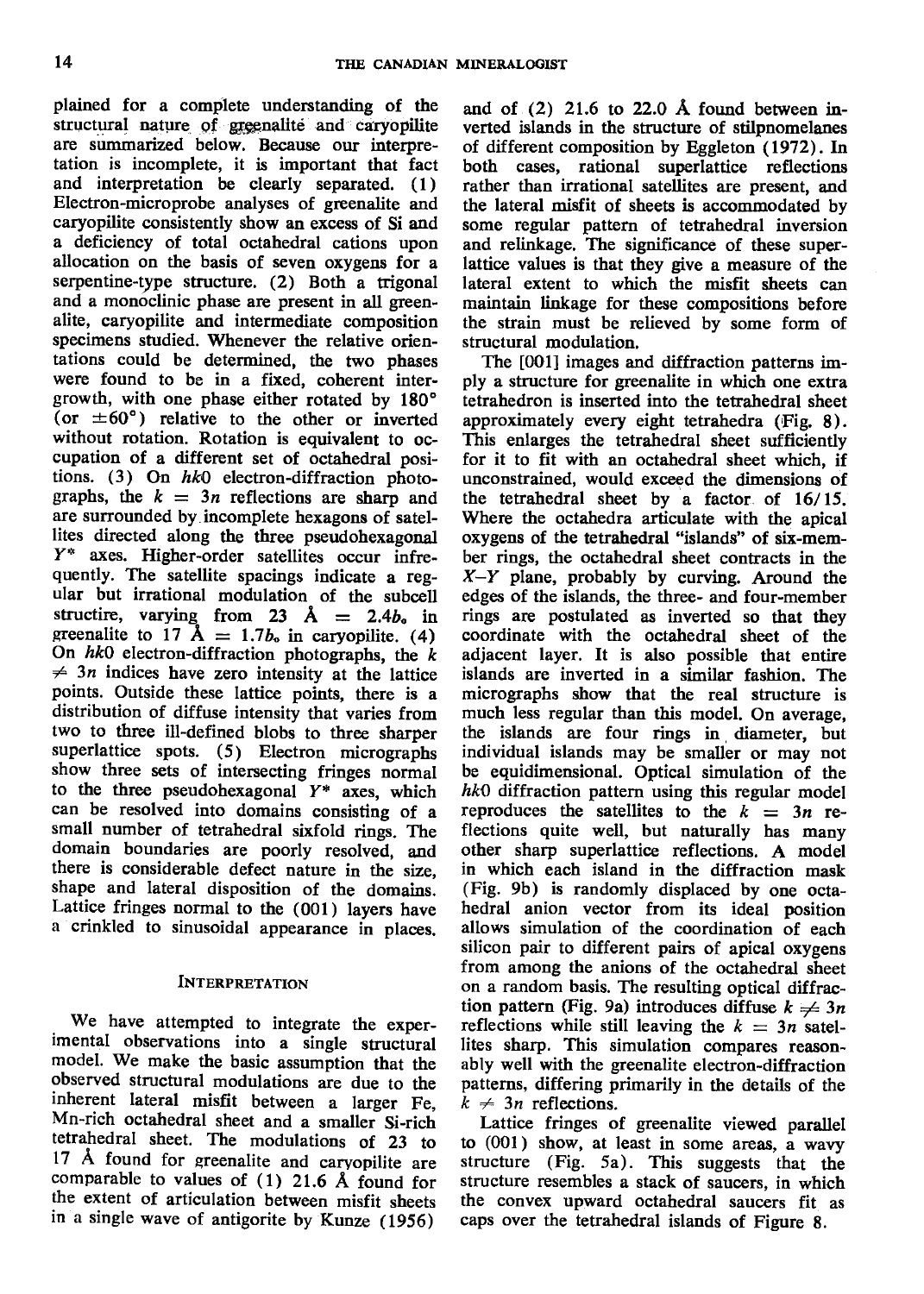plained for a complete understanding of the structural nature of greenalite and caryopilite are summarized below. Because our interpretation is incomplete, it is important that fact and interpretation be clearly separated. (1) Electron-microprobe analyses of greenalite and caryopilite consistently show an excess of Si and a deficiency of total octahedral cations upon allocation on the basis of seven oxygens for a serpentine-type structure. (2) Both a trigonal and a monoclinic phase are present in all greenalite, caryopilite and intermediate composition specimens studied. Whenever the relative orientations could be determined, the two phases were found to be in a fixed, coherent intergrowth, with one phase either rotated by 180° (or ±60°) relative to the other or inverted without rotation. Rotation is equivalent to occupation of a different set of octahedral positions. (3) On *hk*0 electron-diffraction photographs, the $k = 3n$ reflections are sharp and are surrounded by incomplete hexagons of satellites directed along the three pseudohexagonal $Y^*$ axes. Higher-order satellites occur infrequently. The satellite spacings indicate a regular but irrational modulation of the subcell structire, varying from 23 Å = $2.4b_o$ in greenalite to 17 Å = $1.7b_o$ in caryopilite. (4) On *hk*0 electron-diffraction photographs, the $k \neq 3n$ indices have zero intensity at the lattice points. Outside these lattice points, there is a distribution of diffuse intensity that varies from two to three ill-defined blobs to three sharper superlattice spots. (5) Electron micrographs show three sets of intersecting fringes normal to the three pseudohexagonal $Y^*$ axes, which can be resolved into domains consisting of a small number of tetrahedral sixfold rings. The domain boundaries are poorly resolved, and there is considerable defect nature in the size, shape and lateral disposition of the domains. Lattice fringes normal to the (001) layers have a crinkled to sinusoidal appearance in places.

## Interpretation

We have attempted to integrate the experimental observations into a single structural model. We make the basic assumption that the observed structural modulations are due to the inherent lateral misfit between a larger Fe, Mn-rich octahedral sheet and a smaller Si-rich tetrahedral sheet. The modulations of 23 to 17 Å found for greenalite and caryopilite are comparable to values of (1) 21.6 Å found for the extent of articulation between misfit sheets in a single wave of antigorite by Kunze (1956) and of (2) 21.6 to 22.0 Å found between inverted islands in the structure of stilpnomelanes of different composition by Eggleton (1972). In both cases, rational superlattice reflections rather than irrational satellites are present, and the lateral misfit of sheets is accommodated by some regular pattern of tetrahedral inversion and relinkage. The significance of these superlattice values is that they give a measure of the lateral extent to which the misfit sheets can maintain linkage for these compositions before the strain must be relieved by some form of structural modulation.

The [001] images and diffraction patterns imply a structure for greenalite in which one extra tetrahedron is inserted into the tetrahedral sheet approximately every eight tetrahedra (Fig. 8). This enlarges the tetrahedral sheet sufficiently for it to fit with an octahedral sheet which, if unconstrained, would exceed the dimensions of the tetrahedral sheet by a factor of 16/15. Where the octahedra articulate with the apical oxygens of the tetrahedral "islands" of six-member rings, the octahedral sheet contracts in the $X$–$Y$ plane, probably by curving. Around the edges of the islands, the three- and four-member rings are postulated as inverted so that they coordinate with the octahedral sheet of the adjacent layer. It is also possible that entire islands are inverted in a similar fashion. The micrographs show that the real structure is much less regular than this model. On average, the islands are four rings in diameter, but individual islands may be smaller or may not be equidimensional. Optical simulation of the *hk*0 diffraction pattern using this regular model reproduces the satellites to the $k = 3n$ reflections quite well, but naturally has many other sharp superlattice reflections. A model in which each island in the diffraction mask (Fig. 9b) is randomly displaced by one octahedral anion vector from its ideal position allows simulation of the coordination of each silicon pair to different pairs of apical oxygens from among the anions of the octahedral sheet on a random basis. The resulting optical diffraction pattern (Fig. 9a) introduces diffuse $k \neq 3n$ reflections while still leaving the $k = 3n$ satellites sharp. This simulation compares reasonably well with the greenalite electron-diffraction patterns, differing primarily in the details of the $k \neq 3n$ reflections.

Lattice fringes of greenalite viewed parallel to (001) show, at least in some areas, a wavy structure (Fig. 5a). This suggests that the structure resembles a stack of saucers, in which the convex upward octahedral saucers fit as caps over the tetrahedral islands of Figure 8.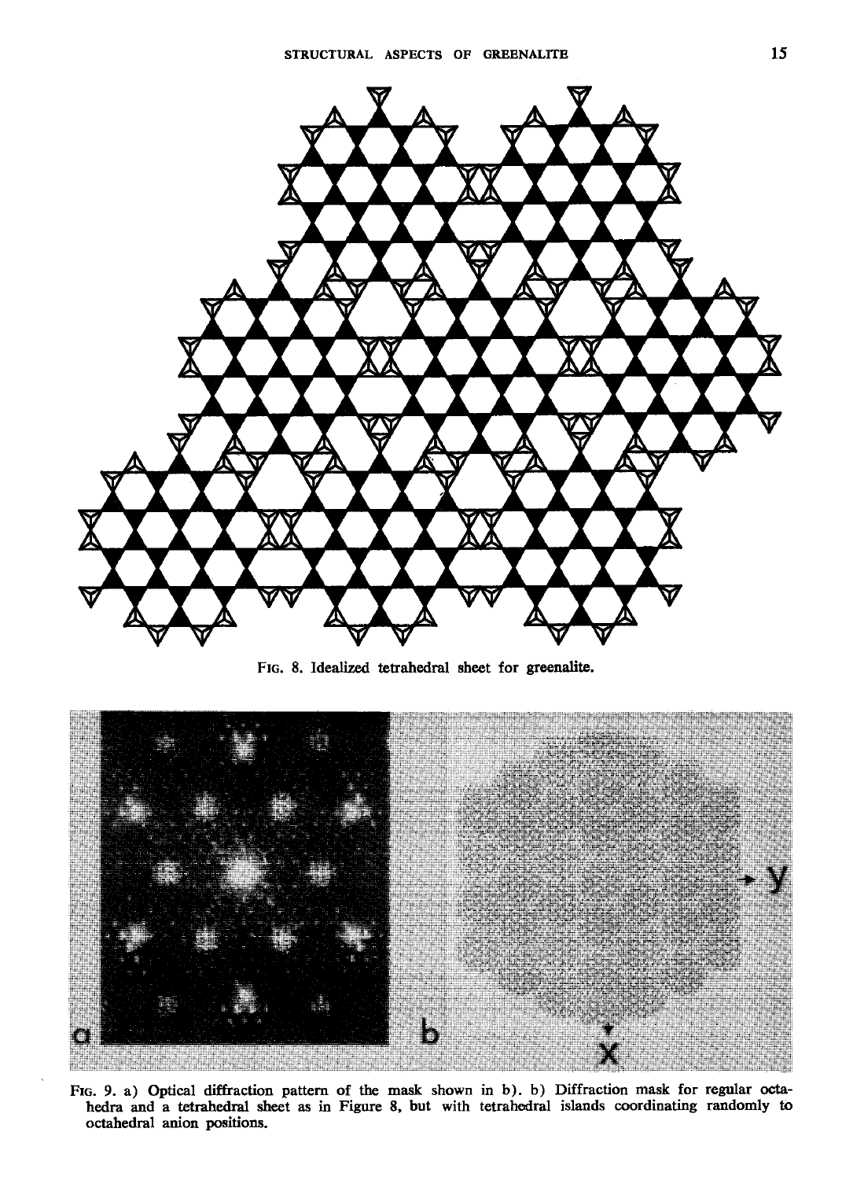FIG. 8. Idealized tetrahedral sheet for greenalite.

FIG. 9. a) Optical diffraction pattern of the mask shown in b). b) Diffraction mask for regular octahedra and a tetrahedral sheet as in Figure 8, but with tetrahedral islands coordinating randomly to octahedral anion positions.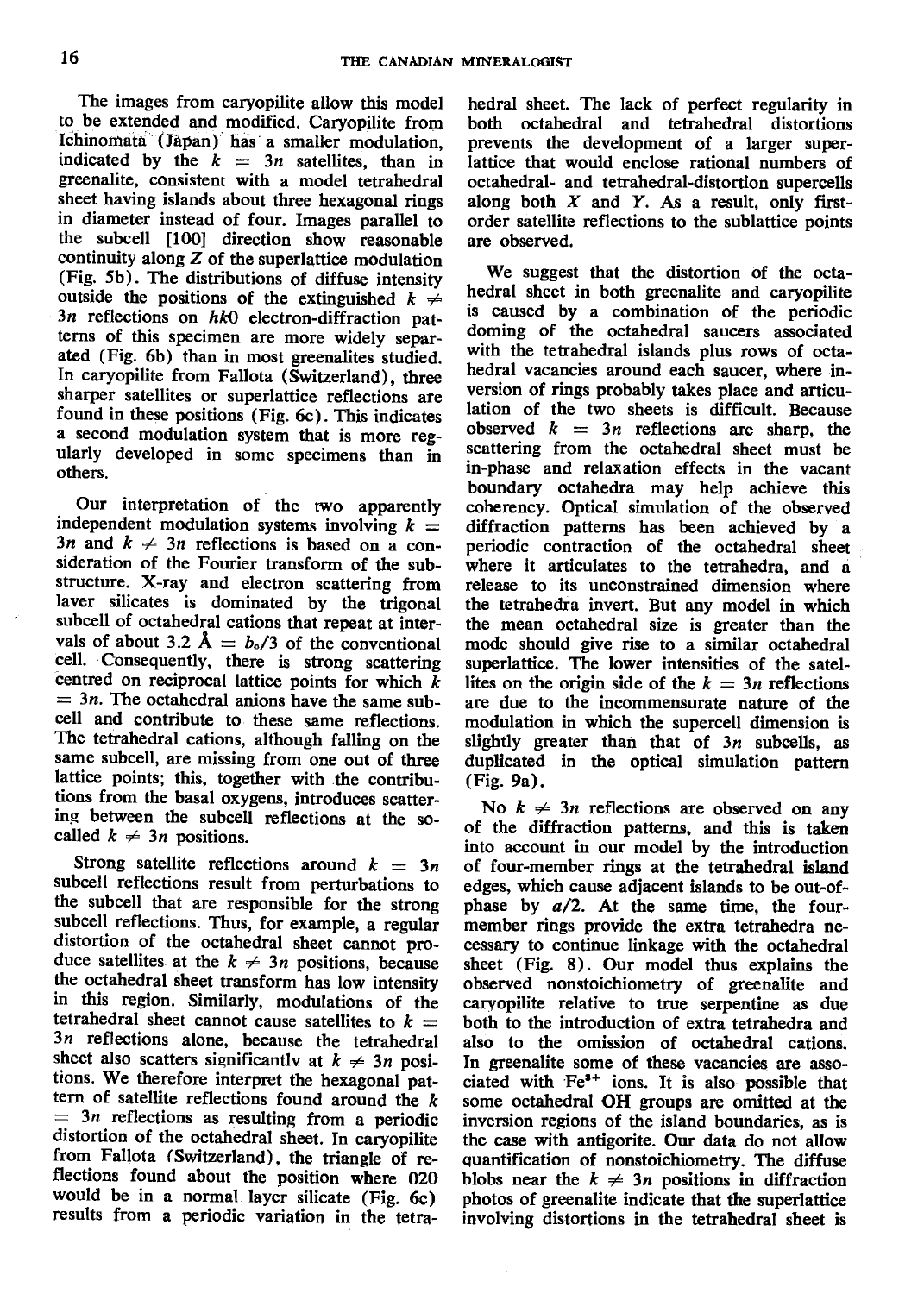The images from caryopilite allow this model to be extended and modified. Caryopilite from Ichinomata (Japan) has a smaller modulation, indicated by the $k = 3n$ satellites, than in greenalite, consistent with a model tetrahedral sheet having islands about three hexagonal rings in diameter instead of four. Images parallel to the subcell [100] direction show reasonable continuity along $Z$ of the superlattice modulation (Fig. 5b). The distributions of diffuse intensity outside the positions of the extinguished $k \neq 3n$ reflections on $hk0$ electron-diffraction patterns of this specimen are more widely separated (Fig. 6b) than in most greenalites studied. In caryopilite from Fallota (Switzerland), three sharper satellites or superlattice reflections are found in these positions (Fig. 6c). This indicates a second modulation system that is more regularly developed in some specimens than in others.

Our interpretation of the two apparently independent modulation systems involving $k = 3n$ and $k \neq 3n$ reflections is based on a consideration of the Fourier transform of the substructure. X-ray and electron scattering from layer silicates is dominated by the trigonal subcell of octahedral cations that repeat at intervals of about 3.2 Å $= b_o/3$ of the conventional cell. Consequently, there is strong scattering centred on reciprocal lattice points for which $k = 3n$. The octahedral anions have the same subcell and contribute to these same reflections. The tetrahedral cations, although falling on the same subcell, are missing from one out of three lattice points; this, together with the contributions from the basal oxygens, introduces scattering between the subcell reflections at the so-called $k \neq 3n$ positions.

Strong satellite reflections around $k = 3n$ subcell reflections result from perturbations to the subcell that are responsible for the strong subcell reflections. Thus, for example, a regular distortion of the octahedral sheet cannot produce satellites at the $k \neq 3n$ positions, because the octahedral sheet transform has low intensity in this region. Similarly, modulations of the tetrahedral sheet cannot cause satellites to $k = 3n$ reflections alone, because the tetrahedral sheet also scatters significantly at $k \neq 3n$ positions. We therefore interpret the hexagonal pattern of satellite reflections found around the $k = 3n$ reflections as resulting from a periodic distortion of the octahedral sheet. In caryopilite from Fallota (Switzerland), the triangle of reflections found about the position where 020 would be in a normal layer silicate (Fig. 6c) results from a periodic variation in the tetrahedral sheet. The lack of perfect regularity in both octahedral and tetrahedral distortions prevents the development of a larger superlattice that would enclose rational numbers of octahedral- and tetrahedral-distortion supercells along both $X$ and $Y$. As a result, only first-order satellite reflections to the sublattice points are observed.

We suggest that the distortion of the octahedral sheet in both greenalite and caryopilite is caused by a combination of the periodic doming of the octahedral saucers associated with the tetrahedral islands plus rows of octahedral vacancies around each saucer, where inversion of rings probably takes place and articulation of the two sheets is difficult. Because observed $k = 3n$ reflections are sharp, the scattering from the octahedral sheet must be in-phase and relaxation effects in the vacant boundary octahedra may help achieve this coherency. Optical simulation of the observed diffraction patterns has been achieved by a periodic contraction of the octahedral sheet where it articulates to the tetrahedra, and a release to its unconstrained dimension where the tetrahedra invert. But any model in which the mean octahedral size is greater than the mode should give rise to a similar octahedral superlattice. The lower intensities of the satellites on the origin side of the $k = 3n$ reflections are due to the incommensurate nature of the modulation in which the supercell dimension is slightly greater than that of $3n$ subcells, as duplicated in the optical simulation pattern (Fig. 9a).

No $k \neq 3n$ reflections are observed on any of the diffraction patterns, and this is taken into account in our model by the introduction of four-member rings at the tetrahedral island edges, which cause adjacent islands to be out-of-phase by $a/2$. At the same time, the four-member rings provide the extra tetrahedra necessary to continue linkage with the octahedral sheet (Fig. 8). Our model thus explains the observed nonstoichiometry of greenalite and caryopilite relative to true serpentine as due both to the introduction of extra tetrahedra and also to the omission of octahedral cations. In greenalite some of these vacancies are associated with $Fe^{3+}$ ions. It is also possible that some octahedral OH groups are omitted at the inversion regions of the island boundaries, as is the case with antigorite. Our data do not allow quantification of nonstoichiometry. The diffuse blobs near the $k \neq 3n$ positions in diffraction photos of greenalite indicate that the superlattice involving distortions in the tetrahedral sheet is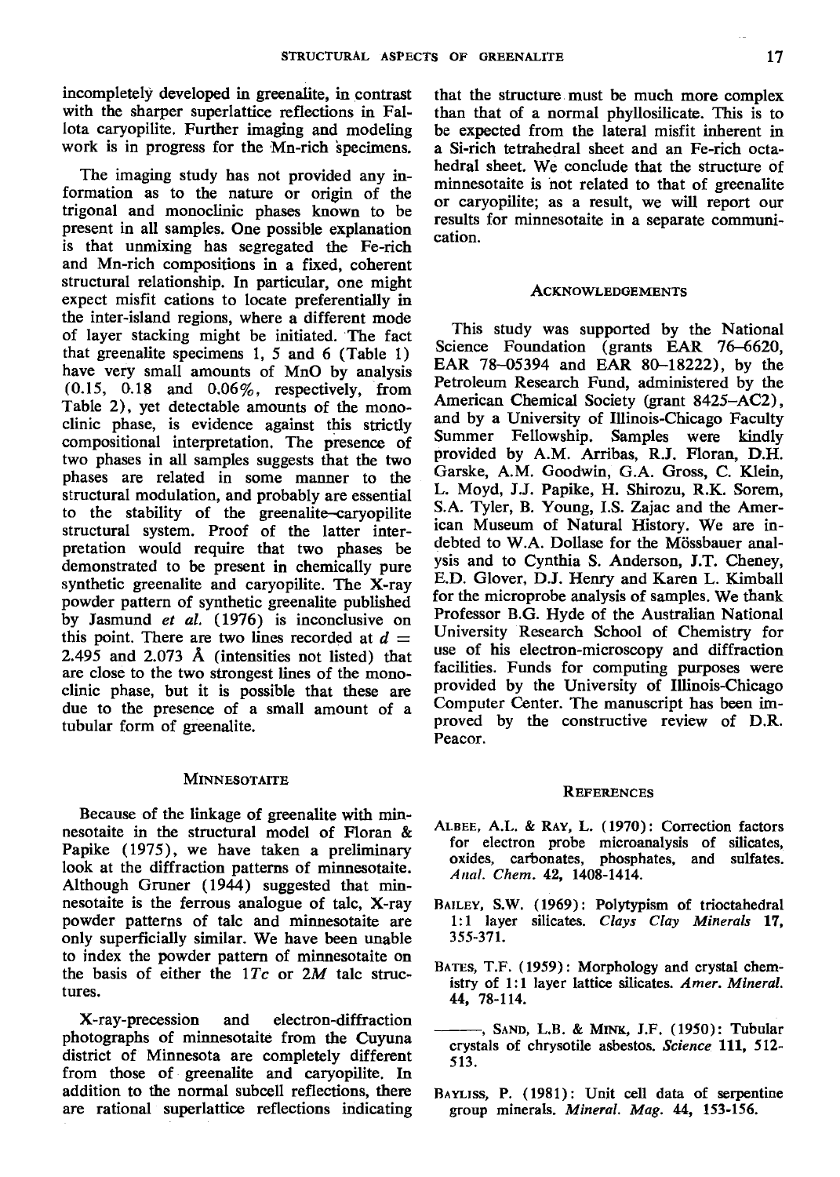incompletely developed in greenalite, in contrast with the sharper superlattice reflections in Fallota caryopilite. Further imaging and modeling work is in progress for the Mn-rich specimens.

The imaging study has not provided any information as to the nature or origin of the trigonal and monoclinic phases known to be present in all samples. One possible explanation is that unmixing has segregated the Fe-rich and Mn-rich compositions in a fixed, coherent structural relationship. In particular, one might expect misfit cations to locate preferentially in the inter-island regions, where a different mode of layer stacking might be initiated. The fact that greenalite specimens 1, 5 and 6 (Table 1) have very small amounts of MnO by analysis (0.15, 0.18 and 0.06%, respectively, from Table 2), yet detectable amounts of the monoclinic phase, is evidence against this strictly compositional interpretation. The presence of two phases in all samples suggests that the two phases are related in some manner to the structural modulation, and probably are essential to the stability of the greenalite–caryopilite structural system. Proof of the latter interpretation would require that two phases be demonstrated to be present in chemically pure synthetic greenalite and caryopilite. The X-ray powder pattern of synthetic greenalite published by Jasmund *et al.* (1976) is inconclusive on this point. There are two lines recorded at $d =$ 2.495 and 2.073 Å (intensities not listed) that are close to the two strongest lines of the monoclinic phase, but it is possible that these are due to the presence of a small amount of a tubular form of greenalite.

## Minnesotaite

Because of the linkage of greenalite with minnesotaite in the structural model of Floran & Papike (1975), we have taken a preliminary look at the diffraction patterns of minnesotaite. Although Gruner (1944) suggested that minnesotaite is the ferrous analogue of talc, X-ray powder patterns of talc and minnesotaite are only superficially similar. We have been unable to index the powder pattern of minnesotaite on the basis of either the 1*Tc* or 2*M* talc structures.

X-ray-precession and electron-diffraction photographs of minnesotaite from the Cuyuna district of Minnesota are completely different from those of greenalite and caryopilite. In addition to the normal subcell reflections, there are rational superlattice reflections indicating that the structure must be much more complex than that of a normal phyllosilicate. This is to be expected from the lateral misfit inherent in a Si-rich tetrahedral sheet and an Fe-rich octahedral sheet. We conclude that the structure of minnesotaite is not related to that of greenalite or caryopilite; as a result, we will report our results for minnesotaite in a separate communication.

## Acknowledgements

This study was supported by the National Science Foundation (grants EAR 76–6620, EAR 78–05394 and EAR 80–18222), by the Petroleum Research Fund, administered by the American Chemical Society (grant 8425–AC2), and by a University of Illinois-Chicago Faculty Summer Fellowship. Samples were kindly provided by A.M. Arribas, R.J. Floran, D.H. Garske, A.M. Goodwin, G.A. Gross, C. Klein, L. Moyd, J.J. Papike, H. Shirozu, R.K. Sorem, S.A. Tyler, B. Young, I.S. Zajac and the American Museum of Natural History. We are indebted to W.A. Dollase for the Mössbauer analysis and to Cynthia S. Anderson, J.T. Cheney, E.D. Glover, D.J. Henry and Karen L. Kimball for the microprobe analysis of samples. We thank Professor B.G. Hyde of the Australian National University Research School of Chemistry for use of his electron-microscopy and diffraction facilities. Funds for computing purposes were provided by the University of Illinois-Chicago Computer Center. The manuscript has been improved by the constructive review of D.R. Peacor.

## References

Albee, A.L. & Ray, L. (1970): Correction factors for electron probe microanalysis of silicates, oxides, carbonates, phosphates, and sulfates. *Anal. Chem.* **42**, 1408-1414.

Bailey, S.W. (1969): Polytypism of trioctahedral 1:1 layer silicates. *Clays Clay Minerals* **17**, 355-371.

Bates, T.F. (1959): Morphology and crystal chemistry of 1:1 layer lattice silicates. *Amer. Mineral.* **44**, 78-114.

———, Sand, L.B. & Mink, J.F. (1950): Tubular crystals of chrysotile asbestos. *Science* **111**, 512-513.

Bayliss, P. (1981): Unit cell data of serpentine group minerals. *Mineral. Mag.* **44**, 153-156.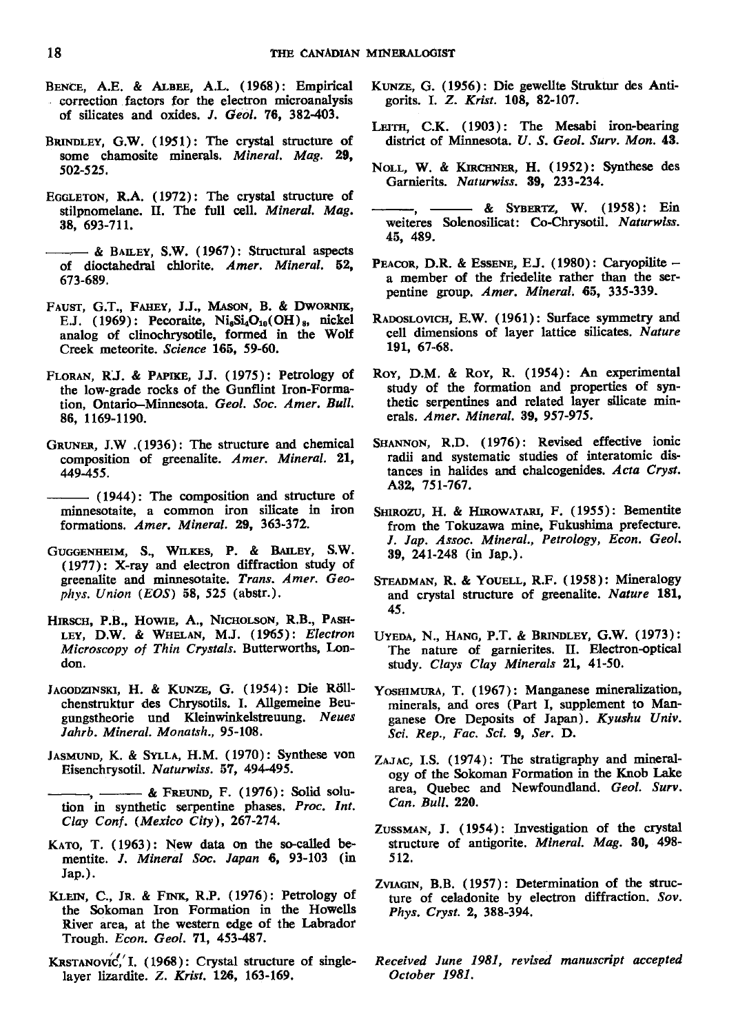BENCE, A.E. & ALBEE, A.L. (1968): Empirical correction factors for the electron microanalysis of silicates and oxides. *J. Geol.* **76**, 382-403.

BRINDLEY, G.W. (1951): The crystal structure of some chamosite minerals. *Mineral. Mag.* **29**, 502-525.

EGGLETON, R.A. (1972): The crystal structure of stilpnomelane. II. The full cell. *Mineral. Mag.* **38**, 693-711.

——— & BAILEY, S.W. (1967): Structural aspects of dioctahedral chlorite. *Amer. Mineral.* **52**, 673-689.

FAUST, G.T., FAHEY, J.J., MASON, B. & DWORNIK, E.J. (1969): Pecoraite, $Ni_6Si_4O_{10}(OH)_8$, nickel analog of clinochrysotile, formed in the Wolf Creek meteorite. *Science* **165**, 59-60.

FLORAN, R.J. & PAPIKE, J.J. (1975): Petrology of the low-grade rocks of the Gunflint Iron-Formation, Ontario–Minnesota. *Geol. Soc. Amer. Bull.* **86**, 1169-1190.

GRUNER, J.W .(1936): The structure and chemical composition of greenalite. *Amer. Mineral.* **21**, 449-455.

——— (1944): The composition and structure of minnesotaite, a common iron silicate in iron formations. *Amer. Mineral.* **29**, 363-372.

GUGGENHEIM, S., WILKES, P. & BAILEY, S.W. (1977): X-ray and electron diffraction study of greenalite and minnesotaite. *Trans. Amer. Geophys. Union (EOS)* **58**, 525 (abstr.).

HIRSCH, P.B., HOWIE, A., NICHOLSON, R.B., PASHLEY, D.W. & WHELAN, M.J. (1965): *Electron Microscopy of Thin Crystals*. Butterworths, London.

JAGODZINSKI, H. & KUNZE, G. (1954): Die Röllchenstruktur des Chrysotils. I. Allgemeine Beugungstheorie und Kleinwinkelstreuung. *Neues Jahrb. Mineral. Monatsh.*, 95-108.

JASMUND, K. & SYLLA, H.M. (1970): Synthese von Eisenchrysotil. *Naturwiss.* **57**, 494-495.

———, ——— & FREUND, F. (1976): Solid solution in synthetic serpentine phases. *Proc. Int. Clay Conf. (Mexico City)*, 267-274.

KATO, T. (1963): New data on the so-called bementite. *J. Mineral Soc. Japan* **6**, 93-103 (in Jap.).

KLEIN, C., JR. & FINK, R.P. (1976): Petrology of the Sokoman Iron Formation in the Howells River area, at the western edge of the Labrador Trough. *Econ. Geol.* **71**, 453-487.

KRSTANOVIĆ, I. (1968): Crystal structure of single-layer lizardite. *Z. Krist.* **126**, 163-169.

KUNZE, G. (1956): Die gewellte Struktur des Antigorits. I. *Z. Krist.* **108**, 82-107.

LEITH, C.K. (1903): The Mesabi iron-bearing district of Minnesota. *U. S. Geol. Surv. Mon.* **43**.

NOLL, W. & KIRCHNER, H. (1952): Synthese des Garnierits. *Naturwiss.* **39**, 233-234.

———, ——— & SYBERTZ, W. (1958): Ein weiteres Solenosilicat: Co-Chrysotil. *Naturwiss.* **45**, 489.

PEACOR, D.R. & ESSENE, E.J. (1980): Caryopilite – a member of the friedelite rather than the serpentine group. *Amer. Mineral.* **65**, 335-339.

RADOSLOVICH, E.W. (1961): Surface symmetry and cell dimensions of layer lattice silicates. *Nature* **191**, 67-68.

ROY, D.M. & ROY, R. (1954): An experimental study of the formation and properties of synthetic serpentines and related layer silicate minerals. *Amer. Mineral.* **39**, 957-975.

SHANNON, R.D. (1976): Revised effective ionic radii and systematic studies of interatomic distances in halides and chalcogenides. *Acta Cryst.* **A32**, 751-767.

SHIROZU, H. & HIROWATARI, F. (1955): Bementite from the Tokuzawa mine, Fukushima prefecture. *J. Jap. Assoc. Mineral., Petrology, Econ. Geol.* **39**, 241-248 (in Jap.).

STEADMAN, R. & YOUELL, R.F. (1958): Mineralogy and crystal structure of greenalite. *Nature* **181**, 45.

UYEDA, N., HANG, P.T. & BRINDLEY, G.W. (1973): The nature of garnierites. II. Electron-optical study. *Clays Clay Minerals* **21**, 41-50.

YOSHIMURA, T. (1967): Manganese mineralization, minerals, and ores (Part I, supplement to Manganese Ore Deposits of Japan). *Kyushu Univ. Sci. Rep., Fac. Sci.* **9**, *Ser.* **D**.

ZAJAC, I.S. (1974): The stratigraphy and mineralogy of the Sokoman Formation in the Knob Lake area, Quebec and Newfoundland. *Geol. Surv. Can. Bull.* **220**.

ZUSSMAN, J. (1954): Investigation of the crystal structure of antigorite. *Mineral. Mag.* **30**, 498-512.

ZVIAGIN, B.B. (1957): Determination of the structure of celadonite by electron diffraction. *Sov. Phys. Cryst.* **2**, 388-394.

*Received June 1981, revised manuscript accepted October 1981.*